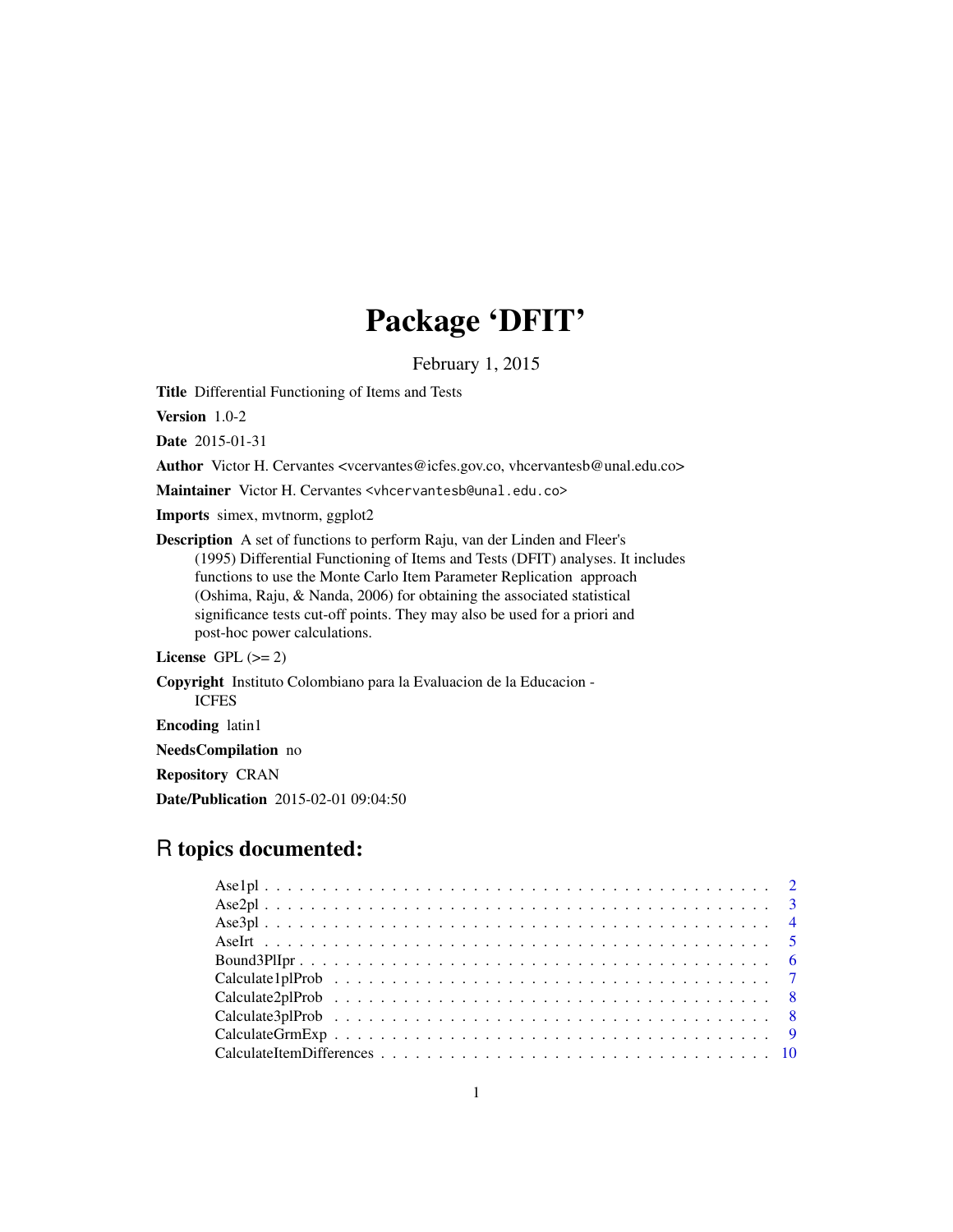# Package 'DFIT'

February 1, 2015

**Title** Differential Functioning of Items and Tests

**Version** 1.0-2

**Date** 2015-01-31

**Author** Victor H. Cervantes <vcervantes@icfes.gov.co, vhcervantesb@unal.edu.co>

**Maintainer** Victor H. Cervantes <vhcervantesb@unal.edu.co>

**Imports** simex, mvtnorm, ggplot2

**Description** A set of functions to perform Raju, van der Linden and Fleer's (1995) Differential Functioning of Items and Tests (DFIT) analyses. It includes functions to use the Monte Carlo Item Parameter Replication approach (Oshima, Raju, & Nanda, 2006) for obtaining the associated statistical significance tests cut-off points. They may also be used for a priori and post-hoc power calculations.

**License** GPL (>= 2)

**Copyright** Instituto Colombiano para la Evaluacion de la Educacion - ICFES

**Encoding** latin1

**NeedsCompilation** no

**Repository** CRAN

**Date/Publication** 2015-02-01 09:04:50

## R topics documented:

- Ase1pl . . . . . . . . . . . . . . . . . . . . . . . . . . . . . . . . . . . . . . . . . 2
- Ase2pl . . . . . . . . . . . . . . . . . . . . . . . . . . . . . . . . . . . . . . . . . 3
- Ase3pl . . . . . . . . . . . . . . . . . . . . . . . . . . . . . . . . . . . . . . . . . 4
- AseIrt . . . . . . . . . . . . . . . . . . . . . . . . . . . . . . . . . . . . . . . . . 5
- Bound3PlIpr . . . . . . . . . . . . . . . . . . . . . . . . . . . . . . . . . . . . . . 6
- Calculate1plProb . . . . . . . . . . . . . . . . . . . . . . . . . . . . . . . . . . . . 7
- Calculate2plProb . . . . . . . . . . . . . . . . . . . . . . . . . . . . . . . . . . . . 8
- Calculate3plProb . . . . . . . . . . . . . . . . . . . . . . . . . . . . . . . . . . . . 8
- CalculateGrmExp . . . . . . . . . . . . . . . . . . . . . . . . . . . . . . . . . . . . 9
- CalculateItemDifferences . . . . . . . . . . . . . . . . . . . . . . . . . . . . . . . . 10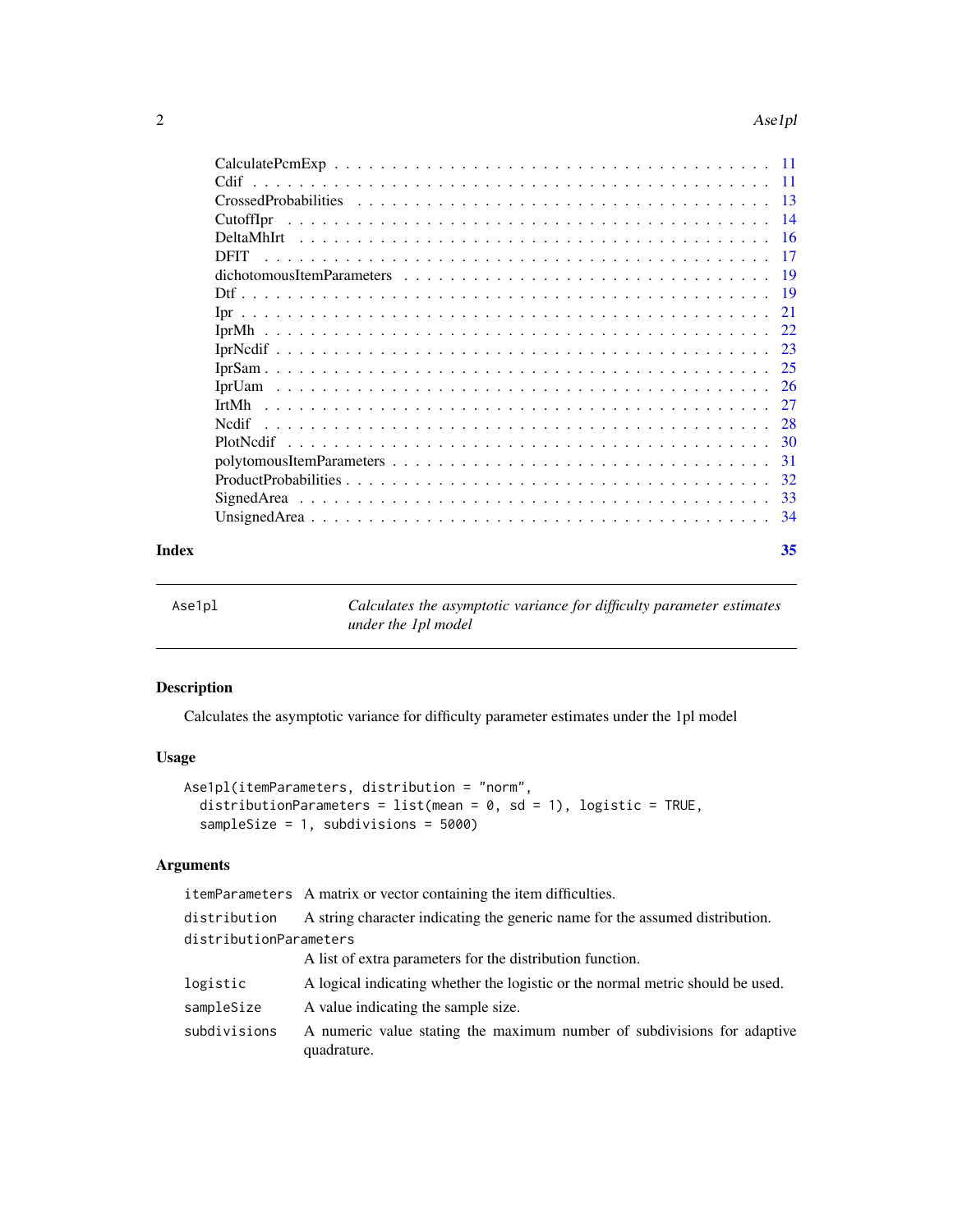CalculatePcmExp . . . . . . . . . . . . . . . . . . . . . . . . . . . . . . . . . . . . 11
Cdif . . . . . . . . . . . . . . . . . . . . . . . . . . . . . . . . . . . . . . . . . . 11
CrossedProbabilities . . . . . . . . . . . . . . . . . . . . . . . . . . . . . . . . . . 13
CutoffIpr . . . . . . . . . . . . . . . . . . . . . . . . . . . . . . . . . . . . . . . 14
DeltaMhIrt . . . . . . . . . . . . . . . . . . . . . . . . . . . . . . . . . . . . . . 16
DFIT . . . . . . . . . . . . . . . . . . . . . . . . . . . . . . . . . . . . . . . . . 17
dichotomousItemParameters . . . . . . . . . . . . . . . . . . . . . . . . . . . . . 19
Dtf . . . . . . . . . . . . . . . . . . . . . . . . . . . . . . . . . . . . . . . . . . 19
Ipr . . . . . . . . . . . . . . . . . . . . . . . . . . . . . . . . . . . . . . . . . . 21
IprMh . . . . . . . . . . . . . . . . . . . . . . . . . . . . . . . . . . . . . . . . . 22
IprNcdif . . . . . . . . . . . . . . . . . . . . . . . . . . . . . . . . . . . . . . . 23
IprSam . . . . . . . . . . . . . . . . . . . . . . . . . . . . . . . . . . . . . . . . 25
IprUam . . . . . . . . . . . . . . . . . . . . . . . . . . . . . . . . . . . . . . . . 26
IrtMh . . . . . . . . . . . . . . . . . . . . . . . . . . . . . . . . . . . . . . . . . 27
Ncdif . . . . . . . . . . . . . . . . . . . . . . . . . . . . . . . . . . . . . . . . . 28
PlotNcdif . . . . . . . . . . . . . . . . . . . . . . . . . . . . . . . . . . . . . . . 30
polytomousItemParameters . . . . . . . . . . . . . . . . . . . . . . . . . . . . . . 31
ProductProbabilities . . . . . . . . . . . . . . . . . . . . . . . . . . . . . . . . . 32
SignedArea . . . . . . . . . . . . . . . . . . . . . . . . . . . . . . . . . . . . . . 33
UnsignedArea . . . . . . . . . . . . . . . . . . . . . . . . . . . . . . . . . . . . . 34

**Index** **35**

---

`Ase1pl` *Calculates the asymptotic variance for difficulty parameter estimates under the 1pl model*

---

## Description

Calculates the asymptotic variance for difficulty parameter estimates under the 1pl model

## Usage

```
Ase1pl(itemParameters, distribution = "norm",
  distributionParameters = list(mean = 0, sd = 1), logistic = TRUE,
  sampleSize = 1, subdivisions = 5000)
```

## Arguments

| | |
|---|---|
| `itemParameters` | A matrix or vector containing the item difficulties. |
| `distribution` | A string character indicating the generic name for the assumed distribution. |
| `distributionParameters` | A list of extra parameters for the distribution function. |
| `logistic` | A logical indicating whether the logistic or the normal metric should be used. |
| `sampleSize` | A value indicating the sample size. |
| `subdivisions` | A numeric value stating the maximum number of subdivisions for adaptive quadrature. |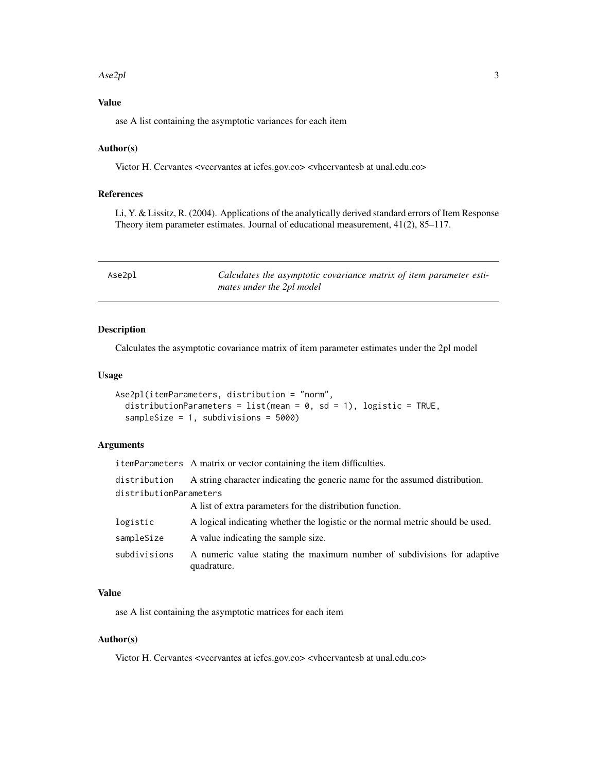## Value

ase A list containing the asymptotic variances for each item

## Author(s)

Victor H. Cervantes <vcervantes at icfes.gov.co> <vhcervantesb at unal.edu.co>

## References

Li, Y. & Lissitz, R. (2004). Applications of the analytically derived standard errors of Item Response Theory item parameter estimates. Journal of educational measurement, 41(2), 85–117.

---

# Ase2pl — *Calculates the asymptotic covariance matrix of item parameter estimates under the 2pl model*

---

## Description

Calculates the asymptotic covariance matrix of item parameter estimates under the 2pl model

## Usage

```
Ase2pl(itemParameters, distribution = "norm",
  distributionParameters = list(mean = 0, sd = 1), logistic = TRUE,
  sampleSize = 1, subdivisions = 5000)
```

## Arguments

| | |
|---|---|
| itemParameters | A matrix or vector containing the item difficulties. |
| distribution | A string character indicating the generic name for the assumed distribution. |
| distributionParameters | A list of extra parameters for the distribution function. |
| logistic | A logical indicating whether the logistic or the normal metric should be used. |
| sampleSize | A value indicating the sample size. |
| subdivisions | A numeric value stating the maximum number of subdivisions for adaptive quadrature. |

## Value

ase A list containing the asymptotic matrices for each item

## Author(s)

Victor H. Cervantes <vcervantes at icfes.gov.co> <vhcervantesb at unal.edu.co>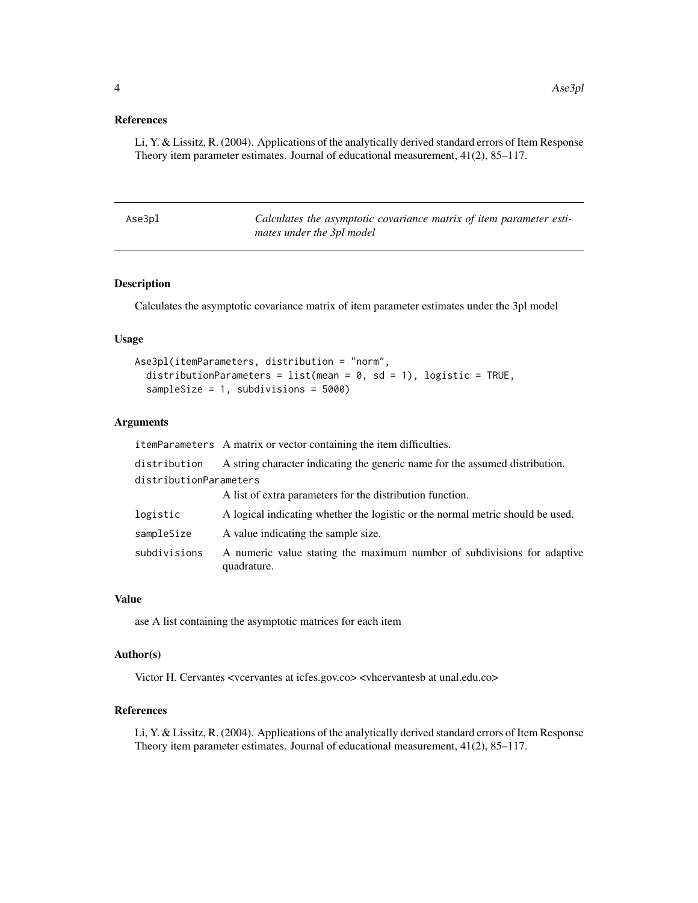## References

Li, Y. & Lissitz, R. (2004). Applications of the analytically derived standard errors of Item Response Theory item parameter estimates. Journal of educational measurement, 41(2), 85–117.

---

## Ase3pl — *Calculates the asymptotic covariance matrix of item parameter estimates under the 3pl model*

---

### Description

Calculates the asymptotic covariance matrix of item parameter estimates under the 3pl model

### Usage

```
Ase3pl(itemParameters, distribution = "norm",
  distributionParameters = list(mean = 0, sd = 1), logistic = TRUE,
  sampleSize = 1, subdivisions = 5000)
```

### Arguments

| | |
|---|---|
| itemParameters | A matrix or vector containing the item difficulties. |
| distribution | A string character indicating the generic name for the assumed distribution. |
| distributionParameters | A list of extra parameters for the distribution function. |
| logistic | A logical indicating whether the logistic or the normal metric should be used. |
| sampleSize | A value indicating the sample size. |
| subdivisions | A numeric value stating the maximum number of subdivisions for adaptive quadrature. |

### Value

ase A list containing the asymptotic matrices for each item

### Author(s)

Victor H. Cervantes <vcervantes at icfes.gov.co> <vhcervantesb at unal.edu.co>

### References

Li, Y. & Lissitz, R. (2004). Applications of the analytically derived standard errors of Item Response Theory item parameter estimates. Journal of educational measurement, 41(2), 85–117.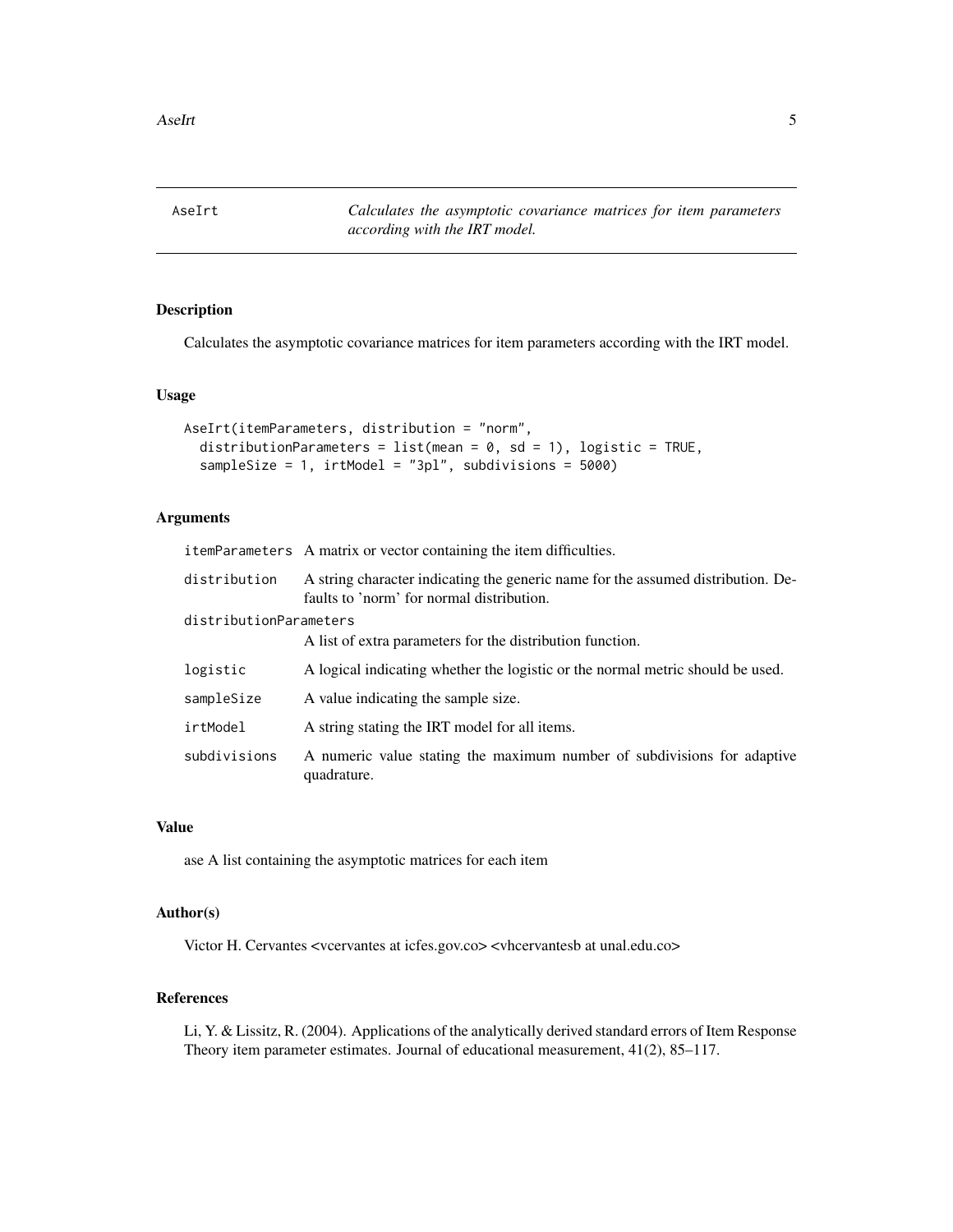# AseIrt — *Calculates the asymptotic covariance matrices for item parameters according with the IRT model.*

## Description

Calculates the asymptotic covariance matrices for item parameters according with the IRT model.

## Usage

```
AseIrt(itemParameters, distribution = "norm",
  distributionParameters = list(mean = 0, sd = 1), logistic = TRUE,
  sampleSize = 1, irtModel = "3pl", subdivisions = 5000)
```

## Arguments

| | |
|---|---|
| `itemParameters` | A matrix or vector containing the item difficulties. |
| `distribution` | A string character indicating the generic name for the assumed distribution. Defaults to 'norm' for normal distribution. |
| `distributionParameters` | A list of extra parameters for the distribution function. |
| `logistic` | A logical indicating whether the logistic or the normal metric should be used. |
| `sampleSize` | A value indicating the sample size. |
| `irtModel` | A string stating the IRT model for all items. |
| `subdivisions` | A numeric value stating the maximum number of subdivisions for adaptive quadrature. |

## Value

ase A list containing the asymptotic matrices for each item

## Author(s)

Victor H. Cervantes <vcervantes at icfes.gov.co> <vhcervantesb at unal.edu.co>

## References

Li, Y. & Lissitz, R. (2004). Applications of the analytically derived standard errors of Item Response Theory item parameter estimates. Journal of educational measurement, 41(2), 85–117.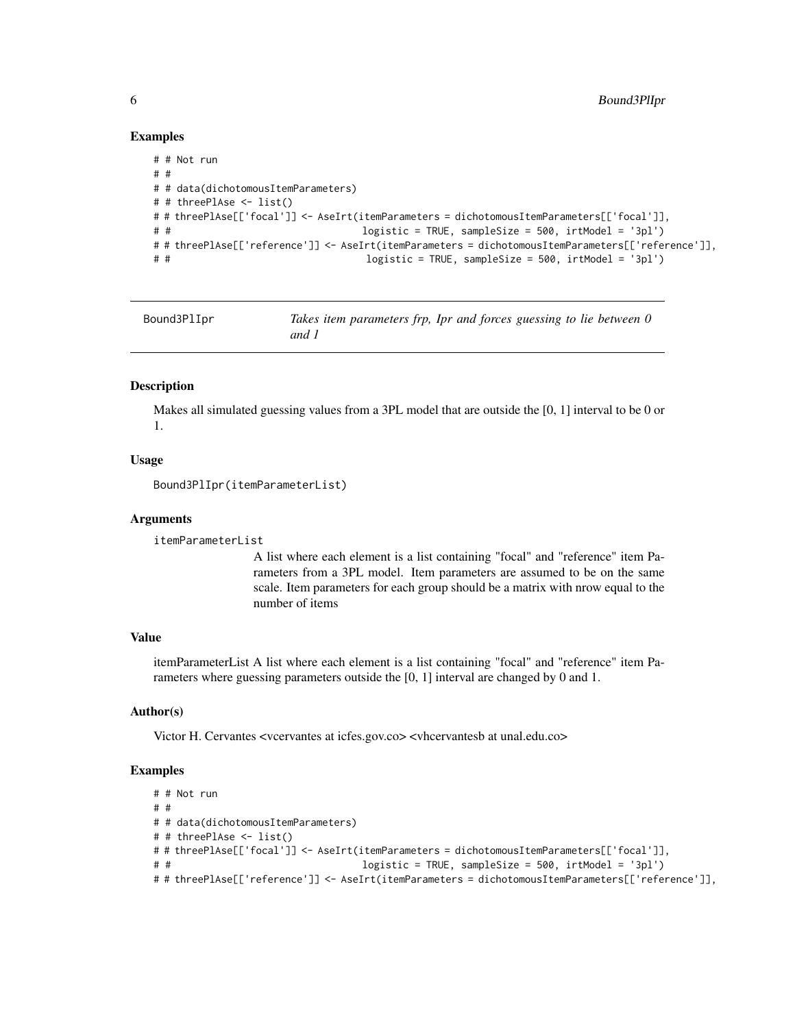## Examples

```
# # Not run
# #
# # data(dichotomousItemParameters)
# # threePlAse <- list()
# # threePlAse[['focal']] <- AseIrt(itemParameters = dichotomousItemParameters[['focal']],
# #                                 logistic = TRUE, sampleSize = 500, irtModel = '3pl')
# # threePlAse[['reference']] <- AseIrt(itemParameters = dichotomousItemParameters[['reference']],
# #                                  logistic = TRUE, sampleSize = 500, irtModel = '3pl')
```

---

## Bound3PlIpr — *Takes item parameters frp, Ipr and forces guessing to lie between 0 and 1*

---

### Description

Makes all simulated guessing values from a 3PL model that are outside the [0, 1] interval to be 0 or 1.

### Usage

```
Bound3PlIpr(itemParameterList)
```

### Arguments

`itemParameterList`
A list where each element is a list containing "focal" and "reference" item Parameters from a 3PL model. Item parameters are assumed to be on the same scale. Item parameters for each group should be a matrix with nrow equal to the number of items

### Value

itemParameterList A list where each element is a list containing "focal" and "reference" item Parameters where guessing parameters outside the [0, 1] interval are changed by 0 and 1.

### Author(s)

Victor H. Cervantes <vcervantes at icfes.gov.co> <vhcervantesb at unal.edu.co>

### Examples

```
# # Not run
# #
# # data(dichotomousItemParameters)
# # threePlAse <- list()
# # threePlAse[['focal']] <- AseIrt(itemParameters = dichotomousItemParameters[['focal']],
# #                                 logistic = TRUE, sampleSize = 500, irtModel = '3pl')
# # threePlAse[['reference']] <- AseIrt(itemParameters = dichotomousItemParameters[['reference']],
```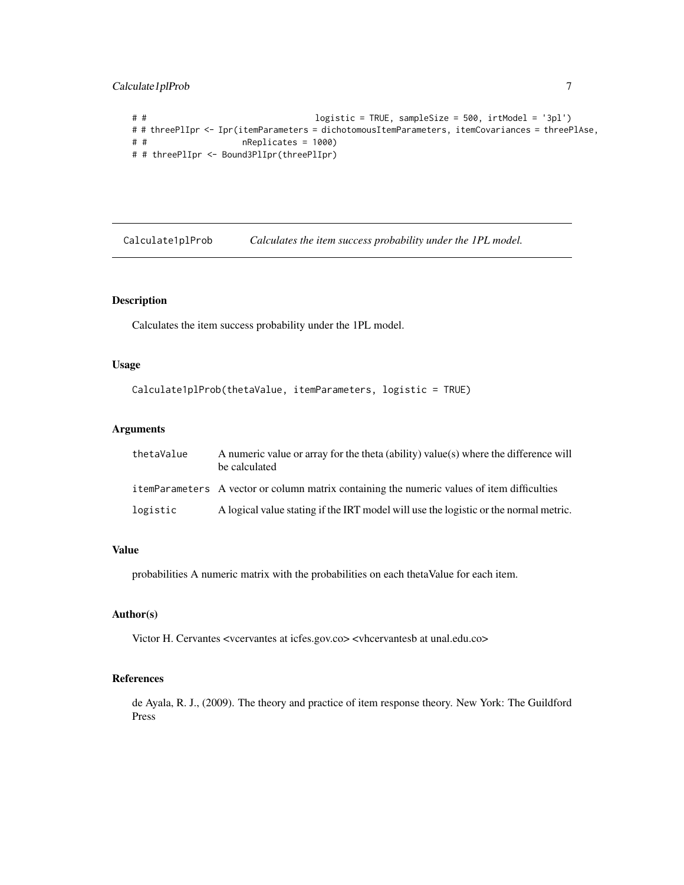```
# #                                   logistic = TRUE, sampleSize = 500, irtModel = '3pl')
# # threePlIpr <- Ipr(itemParameters = dichotomousItemParameters, itemCovariances = threePlAse,
# #                   nReplicates = 1000)
# # threePlIpr <- Bound3PlIpr(threePlIpr)
```

## Calculate1plProb — *Calculates the item success probability under the 1PL model.*

### Description

Calculates the item success probability under the 1PL model.

### Usage

```
Calculate1plProb(thetaValue, itemParameters, logistic = TRUE)
```

### Arguments

| | |
|---|---|
| thetaValue | A numeric value or array for the theta (ability) value(s) where the difference will be calculated |
| itemParameters | A vector or column matrix containing the numeric values of item difficulties |
| logistic | A logical value stating if the IRT model will use the logistic or the normal metric. |

### Value

probabilities A numeric matrix with the probabilities on each thetaValue for each item.

### Author(s)

Victor H. Cervantes <vcervantes at icfes.gov.co> <vhcervantesb at unal.edu.co>

### References

de Ayala, R. J., (2009). The theory and practice of item response theory. New York: The Guildford Press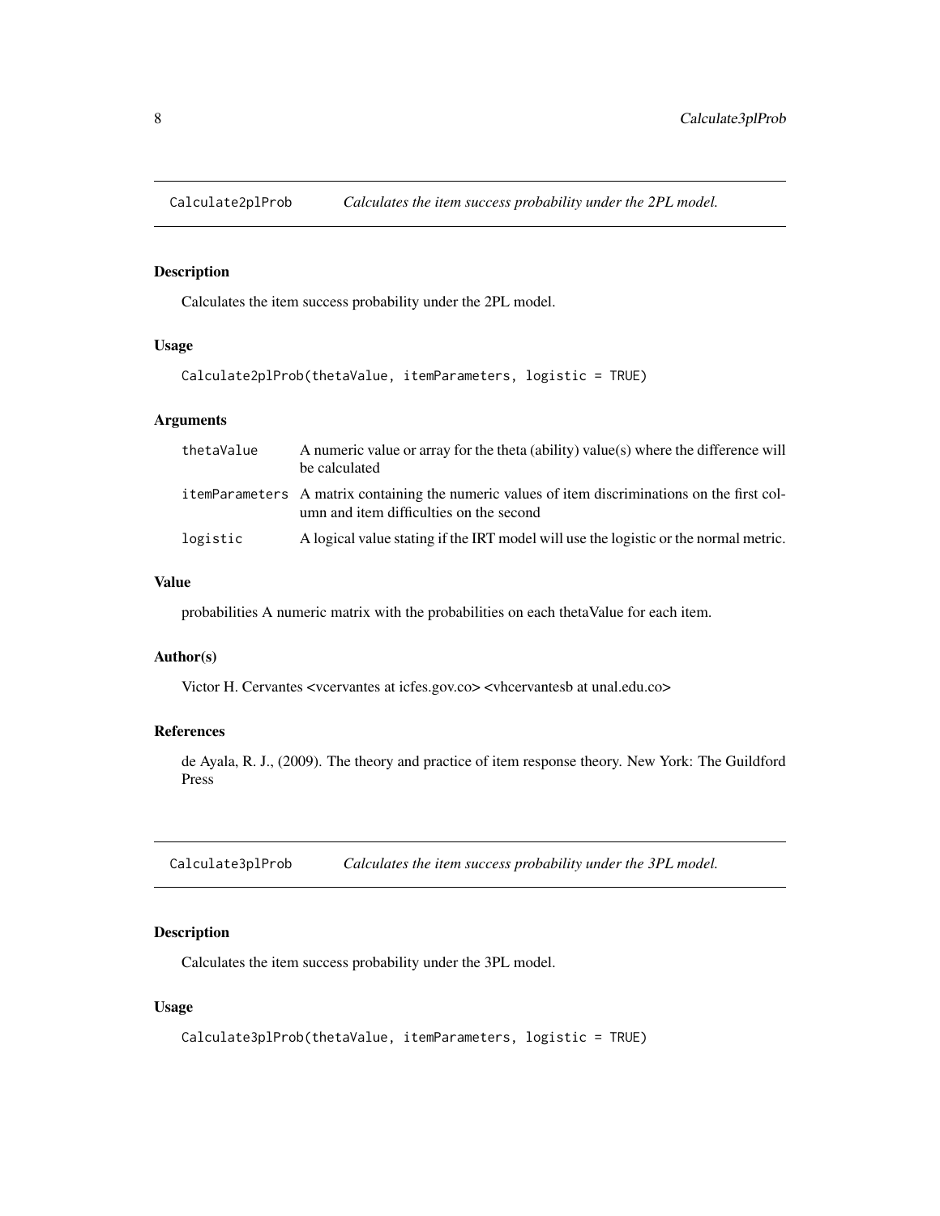## Calculate2plProb — *Calculates the item success probability under the 2PL model.*

### Description

Calculates the item success probability under the 2PL model.

### Usage

```
Calculate2plProb(thetaValue, itemParameters, logistic = TRUE)
```

### Arguments

| | |
|---|---|
| thetaValue | A numeric value or array for the theta (ability) value(s) where the difference will be calculated |
| itemParameters | A matrix containing the numeric values of item discriminations on the first column and item difficulties on the second |
| logistic | A logical value stating if the IRT model will use the logistic or the normal metric. |

### Value

probabilities A numeric matrix with the probabilities on each thetaValue for each item.

### Author(s)

Victor H. Cervantes <vcervantes at icfes.gov.co> <vhcervantesb at unal.edu.co>

### References

de Ayala, R. J., (2009). The theory and practice of item response theory. New York: The Guildford Press

## Calculate3plProb — *Calculates the item success probability under the 3PL model.*

### Description

Calculates the item success probability under the 3PL model.

### Usage

```
Calculate3plProb(thetaValue, itemParameters, logistic = TRUE)
```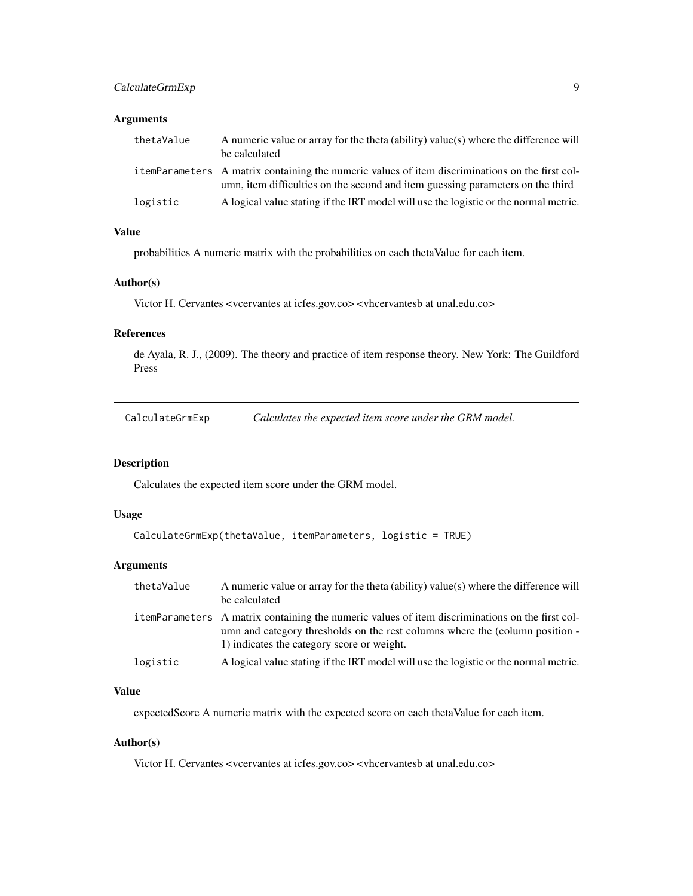### Arguments

| | |
|---|---|
| thetaValue | A numeric value or array for the theta (ability) value(s) where the difference will be calculated |
| itemParameters | A matrix containing the numeric values of item discriminations on the first column, item difficulties on the second and item guessing parameters on the third |
| logistic | A logical value stating if the IRT model will use the logistic or the normal metric. |

### Value

probabilities A numeric matrix with the probabilities on each thetaValue for each item.

### Author(s)

Victor H. Cervantes <vcervantes at icfes.gov.co> <vhcervantesb at unal.edu.co>

### References

de Ayala, R. J., (2009). The theory and practice of item response theory. New York: The Guildford Press

---

## CalculateGrmExp — *Calculates the expected item score under the GRM model.*

---

### Description

Calculates the expected item score under the GRM model.

### Usage

```
CalculateGrmExp(thetaValue, itemParameters, logistic = TRUE)
```

### Arguments

| | |
|---|---|
| thetaValue | A numeric value or array for the theta (ability) value(s) where the difference will be calculated |
| itemParameters | A matrix containing the numeric values of item discriminations on the first column and category thresholds on the rest columns where the (column position - 1) indicates the category score or weight. |
| logistic | A logical value stating if the IRT model will use the logistic or the normal metric. |

### Value

expectedScore A numeric matrix with the expected score on each thetaValue for each item.

### Author(s)

Victor H. Cervantes <vcervantes at icfes.gov.co> <vhcervantesb at unal.edu.co>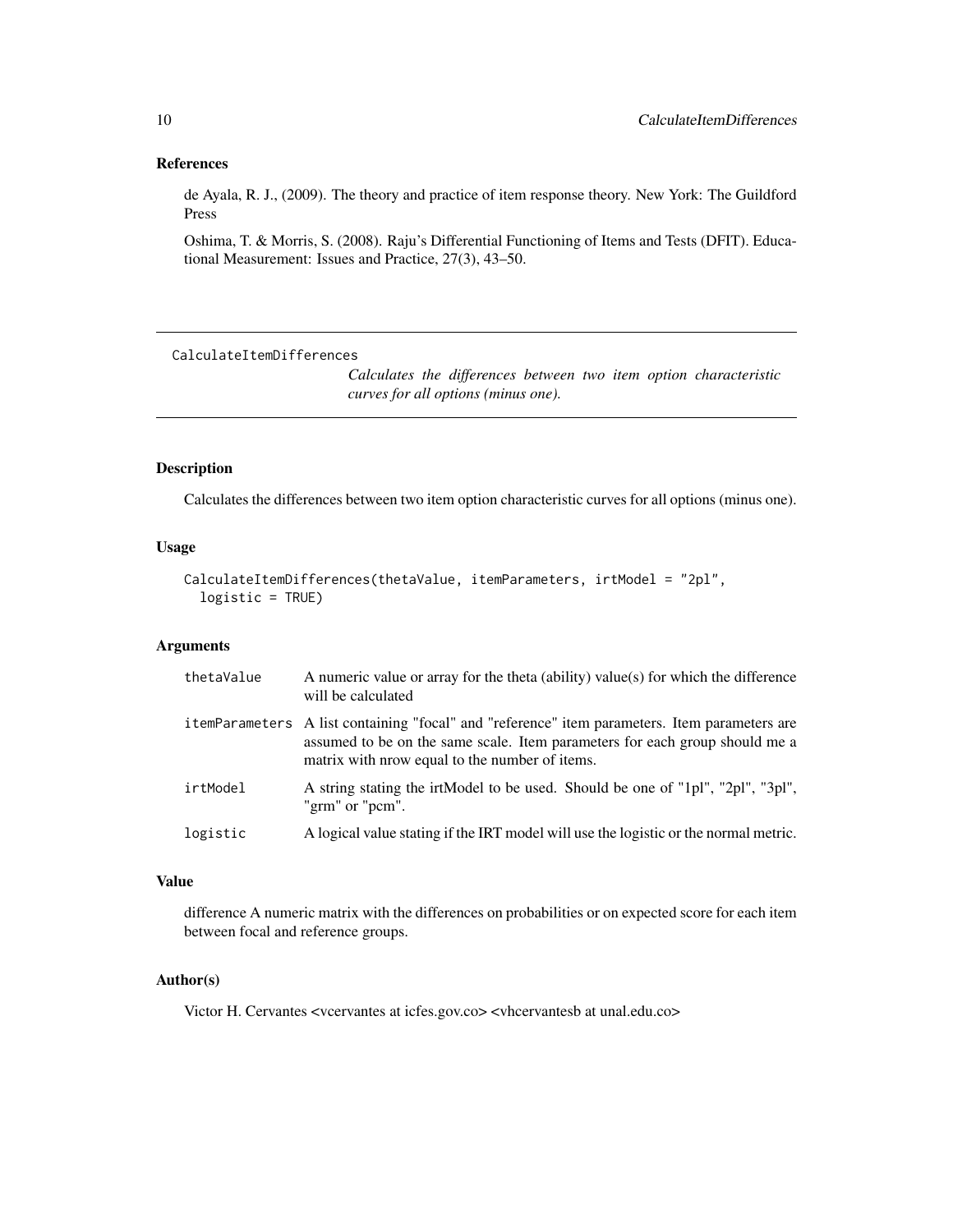## References

de Ayala, R. J., (2009). The theory and practice of item response theory. New York: The Guildford Press

Oshima, T. & Morris, S. (2008). Raju's Differential Functioning of Items and Tests (DFIT). Educational Measurement: Issues and Practice, 27(3), 43–50.

---

# CalculateItemDifferences

*Calculates the differences between two item option characteristic curves for all options (minus one).*

---

## Description

Calculates the differences between two item option characteristic curves for all options (minus one).

## Usage

```
CalculateItemDifferences(thetaValue, itemParameters, irtModel = "2pl",
  logistic = TRUE)
```

## Arguments

| | |
|---|---|
| thetaValue | A numeric value or array for the theta (ability) value(s) for which the difference will be calculated |
| itemParameters | A list containing "focal" and "reference" item parameters. Item parameters are assumed to be on the same scale. Item parameters for each group should me a matrix with nrow equal to the number of items. |
| irtModel | A string stating the irtModel to be used. Should be one of "1pl", "2pl", "3pl", "grm" or "pcm". |
| logistic | A logical value stating if the IRT model will use the logistic or the normal metric. |

## Value

difference A numeric matrix with the differences on probabilities or on expected score for each item between focal and reference groups.

## Author(s)

Victor H. Cervantes <vcervantes at icfes.gov.co> <vhcervantesb at unal.edu.co>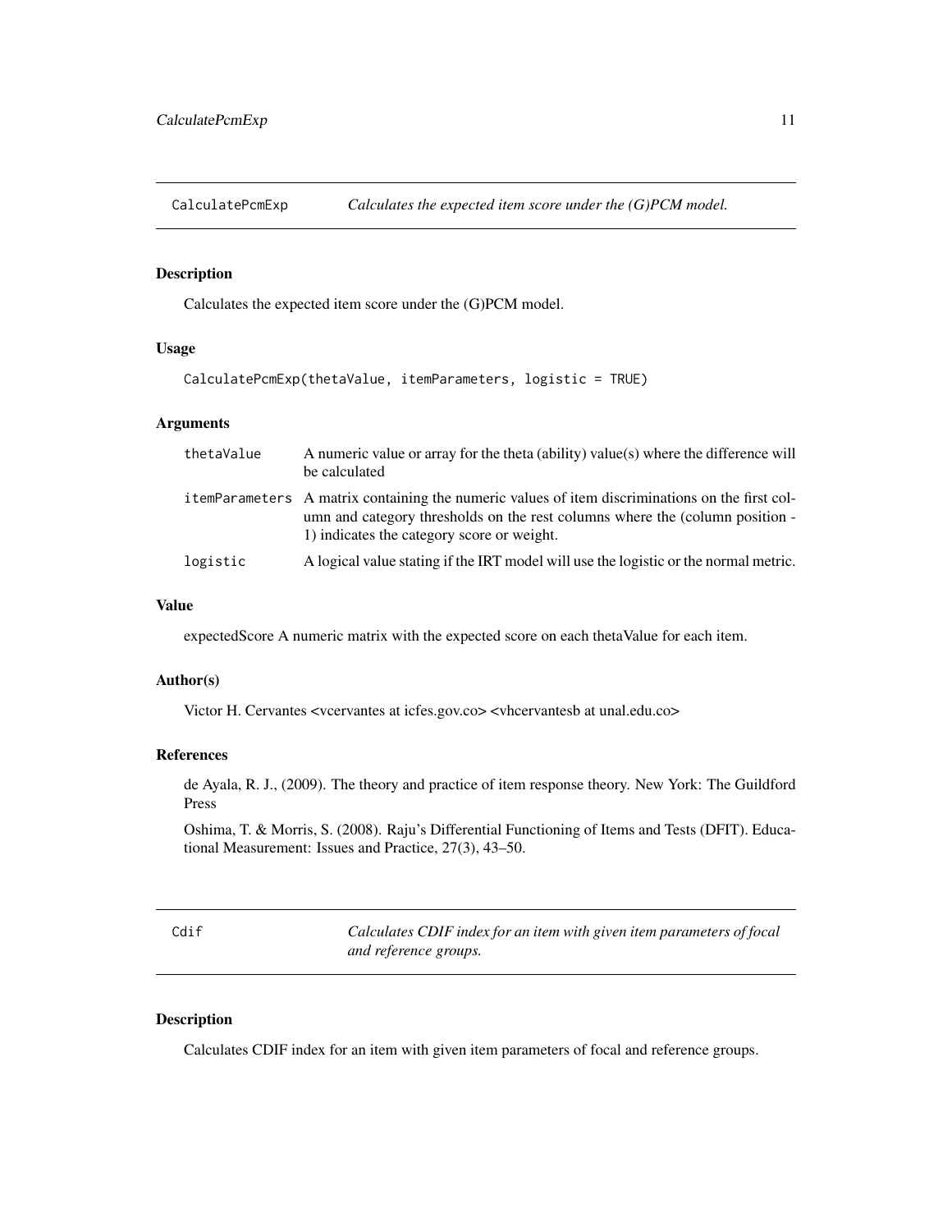## CalculatePcmExp — *Calculates the expected item score under the (G)PCM model.*

### Description

Calculates the expected item score under the (G)PCM model.

### Usage

```
CalculatePcmExp(thetaValue, itemParameters, logistic = TRUE)
```

### Arguments

| | |
|---|---|
| thetaValue | A numeric value or array for the theta (ability) value(s) where the difference will be calculated |
| itemParameters | A matrix containing the numeric values of item discriminations on the first column and category thresholds on the rest columns where the (column position - 1) indicates the category score or weight. |
| logistic | A logical value stating if the IRT model will use the logistic or the normal metric. |

### Value

expectedScore A numeric matrix with the expected score on each thetaValue for each item.

### Author(s)

Victor H. Cervantes <vcervantes at icfes.gov.co> <vhcervantesb at unal.edu.co>

### References

de Ayala, R. J., (2009). The theory and practice of item response theory. New York: The Guildford Press

Oshima, T. & Morris, S. (2008). Raju's Differential Functioning of Items and Tests (DFIT). Educational Measurement: Issues and Practice, 27(3), 43–50.

## Cdif — *Calculates CDIF index for an item with given item parameters of focal and reference groups.*

### Description

Calculates CDIF index for an item with given item parameters of focal and reference groups.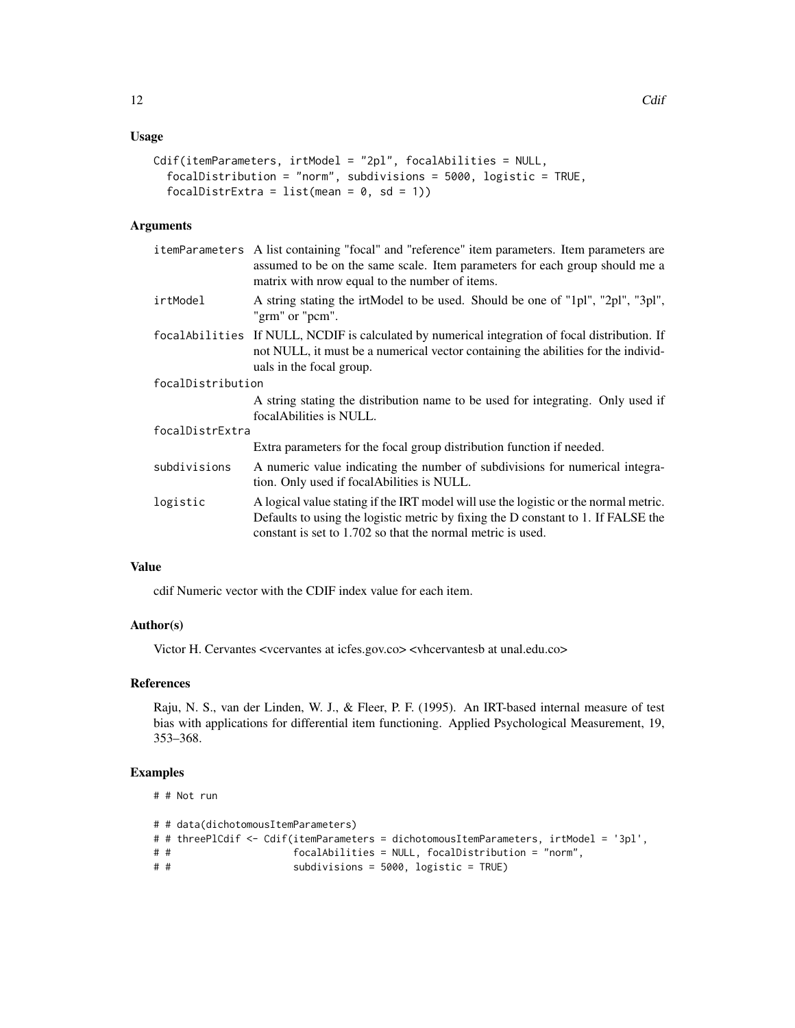## Usage

```
Cdif(itemParameters, irtModel = "2pl", focalAbilities = NULL,
  focalDistribution = "norm", subdivisions = 5000, logistic = TRUE,
  focalDistrExtra = list(mean = 0, sd = 1))
```

## Arguments

| | |
|---|---|
| itemParameters | A list containing "focal" and "reference" item parameters. Item parameters are assumed to be on the same scale. Item parameters for each group should me a matrix with nrow equal to the number of items. |
| irtModel | A string stating the irtModel to be used. Should be one of "1pl", "2pl", "3pl", "grm" or "pcm". |
| focalAbilities | If NULL, NCDIF is calculated by numerical integration of focal distribution. If not NULL, it must be a numerical vector containing the abilities for the individuals in the focal group. |
| focalDistribution | A string stating the distribution name to be used for integrating. Only used if focalAbilities is NULL. |
| focalDistrExtra | Extra parameters for the focal group distribution function if needed. |
| subdivisions | A numeric value indicating the number of subdivisions for numerical integration. Only used if focalAbilities is NULL. |
| logistic | A logical value stating if the IRT model will use the logistic or the normal metric. Defaults to using the logistic metric by fixing the D constant to 1. If FALSE the constant is set to 1.702 so that the normal metric is used. |

## Value

cdif Numeric vector with the CDIF index value for each item.

## Author(s)

Victor H. Cervantes <vcervantes at icfes.gov.co> <vhcervantesb at unal.edu.co>

## References

Raju, N. S., van der Linden, W. J., & Fleer, P. F. (1995). An IRT-based internal measure of test bias with applications for differential item functioning. Applied Psychological Measurement, 19, 353–368.

## Examples

```
# # Not run

# # data(dichotomousItemParameters)
# # threePlCdif <- Cdif(itemParameters = dichotomousItemParameters, irtModel = '3pl',
# #                     focalAbilities = NULL, focalDistribution = "norm",
# #                     subdivisions = 5000, logistic = TRUE)
```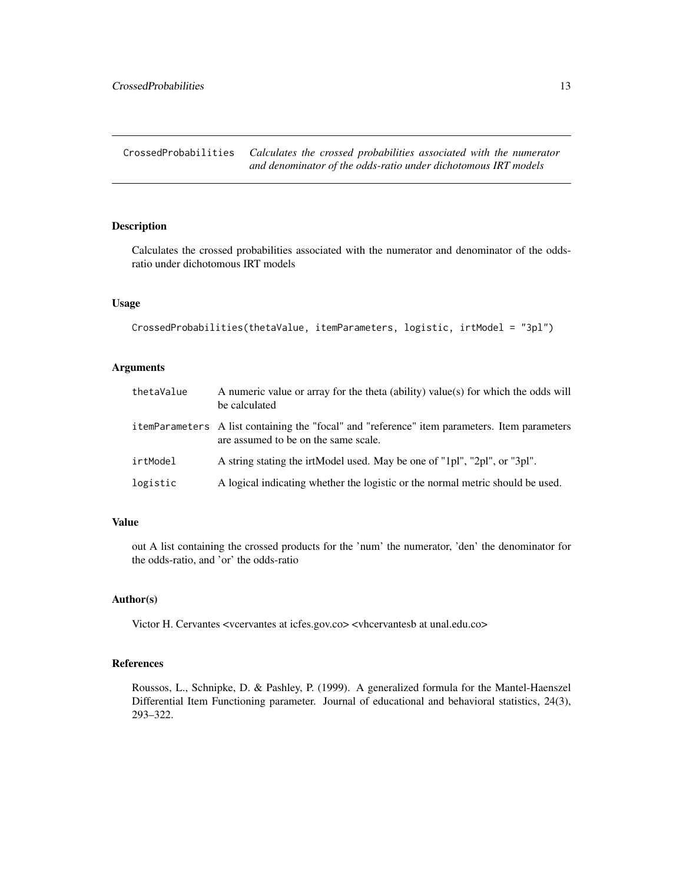# CrossedProbabilities

*Calculates the crossed probabilities associated with the numerator and denominator of the odds-ratio under dichotomous IRT models*

## Description

Calculates the crossed probabilities associated with the numerator and denominator of the odds-ratio under dichotomous IRT models

## Usage

```
CrossedProbabilities(thetaValue, itemParameters, logistic, irtModel = "3pl")
```

## Arguments

| | |
|---|---|
| thetaValue | A numeric value or array for the theta (ability) value(s) for which the odds will be calculated |
| itemParameters | A list containing the "focal" and "reference" item parameters. Item parameters are assumed to be on the same scale. |
| irtModel | A string stating the irtModel used. May be one of "1pl", "2pl", or "3pl". |
| logistic | A logical indicating whether the logistic or the normal metric should be used. |

## Value

out A list containing the crossed products for the 'num' the numerator, 'den' the denominator for the odds-ratio, and 'or' the odds-ratio

## Author(s)

Victor H. Cervantes <vcervantes at icfes.gov.co> <vhcervantesb at unal.edu.co>

## References

Roussos, L., Schnipke, D. & Pashley, P. (1999). A generalized formula for the Mantel-Haenszel Differential Item Functioning parameter. Journal of educational and behavioral statistics, 24(3), 293–322.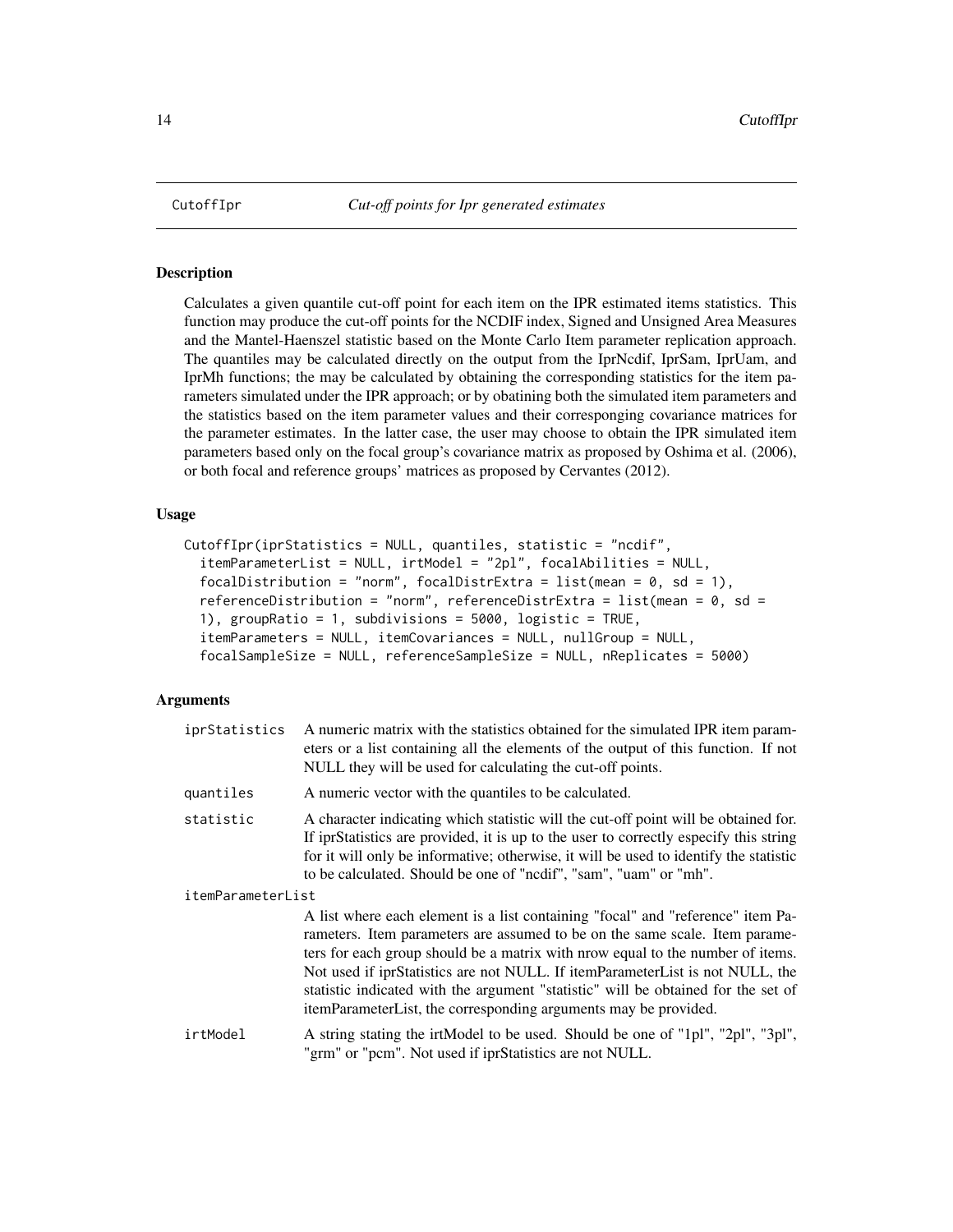# CutoffIpr *Cut-off points for Ipr generated estimates*

## Description

Calculates a given quantile cut-off point for each item on the IPR estimated items statistics. This function may produce the cut-off points for the NCDIF index, Signed and Unsigned Area Measures and the Mantel-Haenszel statistic based on the Monte Carlo Item parameter replication approach. The quantiles may be calculated directly on the output from the IprNcdif, IprSam, IprUam, and IprMh functions; the may be calculated by obtaining the corresponding statistics for the item parameters simulated under the IPR approach; or by obatining both the simulated item parameters and the statistics based on the item parameter values and their corresponging covariance matrices for the parameter estimates. In the latter case, the user may choose to obtain the IPR simulated item parameters based only on the focal group's covariance matrix as proposed by Oshima et al. (2006), or both focal and reference groups' matrices as proposed by Cervantes (2012).

## Usage

```
CutoffIpr(iprStatistics = NULL, quantiles, statistic = "ncdif",
  itemParameterList = NULL, irtModel = "2pl", focalAbilities = NULL,
  focalDistribution = "norm", focalDistrExtra = list(mean = 0, sd = 1),
  referenceDistribution = "norm", referenceDistrExtra = list(mean = 0, sd =
  1), groupRatio = 1, subdivisions = 5000, logistic = TRUE,
  itemParameters = NULL, itemCovariances = NULL, nullGroup = NULL,
  focalSampleSize = NULL, referenceSampleSize = NULL, nReplicates = 5000)
```

## Arguments

| | |
|---|---|
| iprStatistics | A numeric matrix with the statistics obtained for the simulated IPR item parameters or a list containing all the elements of the output of this function. If not NULL they will be used for calculating the cut-off points. |
| quantiles | A numeric vector with the quantiles to be calculated. |
| statistic | A character indicating which statistic will the cut-off point will be obtained for. If iprStatistics are provided, it is up to the user to correctly especify this string for it will only be informative; otherwise, it will be used to identify the statistic to be calculated. Should be one of "ncdif", "sam", "uam" or "mh". |
| itemParameterList | A list where each element is a list containing "focal" and "reference" item Parameters. Item parameters are assumed to be on the same scale. Item parameters for each group should be a matrix with nrow equal to the number of items. Not used if iprStatistics are not NULL. If itemParameterList is not NULL, the statistic indicated with the argument "statistic" will be obtained for the set of itemParameterList, the corresponding arguments may be provided. |
| irtModel | A string stating the irtModel to be used. Should be one of "1pl", "2pl", "3pl", "grm" or "pcm". Not used if iprStatistics are not NULL. |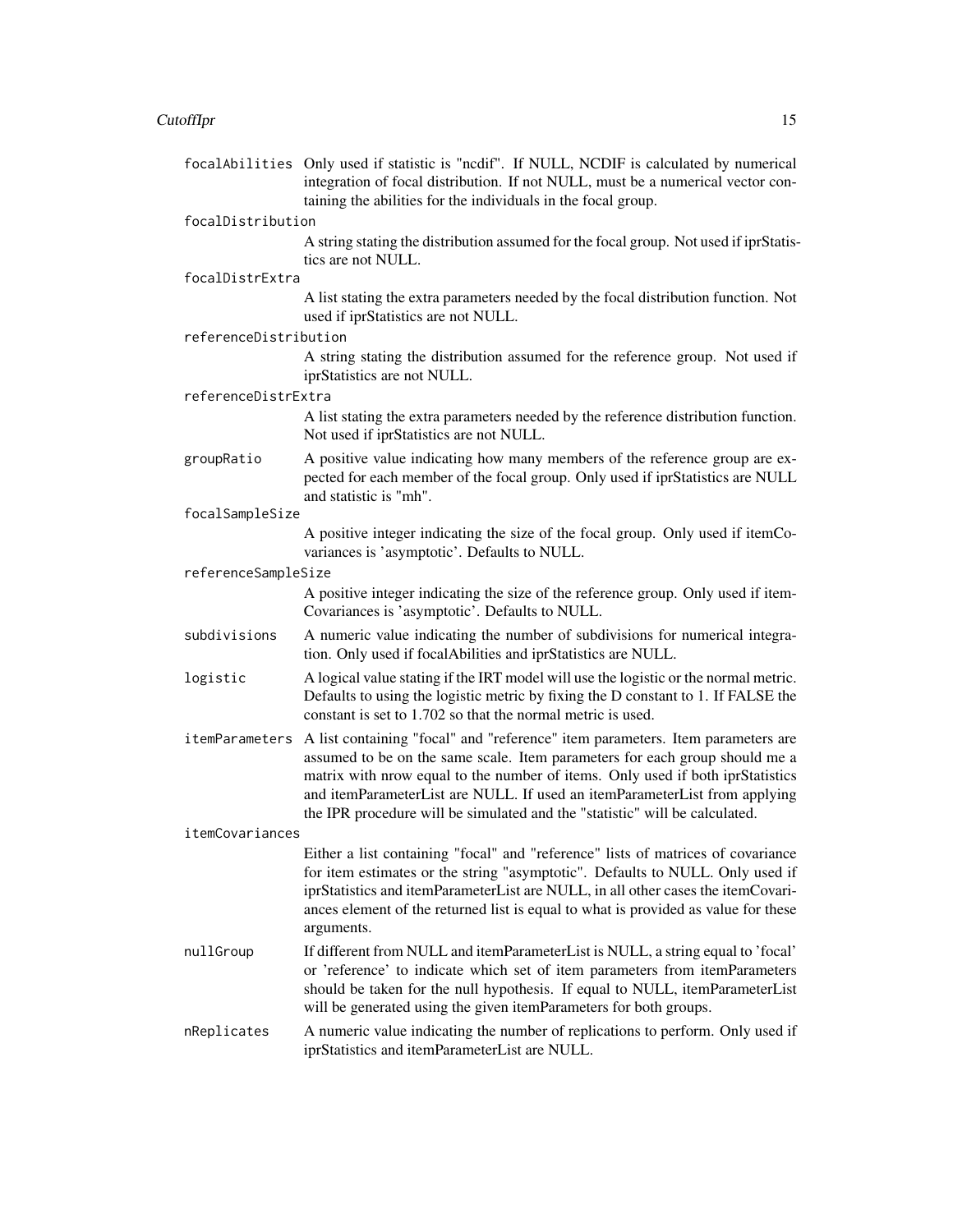`focalAbilities`
: Only used if statistic is "ncdif". If NULL, NCDIF is calculated by numerical integration of focal distribution. If not NULL, must be a numerical vector containing the abilities for the individuals in the focal group.

`focalDistribution`
: A string stating the distribution assumed for the focal group. Not used if iprStatistics are not NULL.

`focalDistrExtra`
: A list stating the extra parameters needed by the focal distribution function. Not used if iprStatistics are not NULL.

`referenceDistribution`
: A string stating the distribution assumed for the reference group. Not used if iprStatistics are not NULL.

`referenceDistrExtra`
: A list stating the extra parameters needed by the reference distribution function. Not used if iprStatistics are not NULL.

`groupRatio`
: A positive value indicating how many members of the reference group are expected for each member of the focal group. Only used if iprStatistics are NULL and statistic is "mh".

`focalSampleSize`
: A positive integer indicating the size of the focal group. Only used if itemCovariances is 'asymptotic'. Defaults to NULL.

`referenceSampleSize`
: A positive integer indicating the size of the reference group. Only used if itemCovariances is 'asymptotic'. Defaults to NULL.

`subdivisions`
: A numeric value indicating the number of subdivisions for numerical integration. Only used if focalAbilities and iprStatistics are NULL.

`logistic`
: A logical value stating if the IRT model will use the logistic or the normal metric. Defaults to using the logistic metric by fixing the D constant to 1. If FALSE the constant is set to 1.702 so that the normal metric is used.

`itemParameters`
: A list containing "focal" and "reference" item parameters. Item parameters are assumed to be on the same scale. Item parameters for each group should me a matrix with nrow equal to the number of items. Only used if both iprStatistics and itemParameterList are NULL. If used an itemParameterList from applying the IPR procedure will be simulated and the "statistic" will be calculated.

`itemCovariances`
: Either a list containing "focal" and "reference" lists of matrices of covariance for item estimates or the string "asymptotic". Defaults to NULL. Only used if iprStatistics and itemParameterList are NULL, in all other cases the itemCovariances element of the returned list is equal to what is provided as value for these arguments.

`nullGroup`
: If different from NULL and itemParameterList is NULL, a string equal to 'focal' or 'reference' to indicate which set of item parameters from itemParameters should be taken for the null hypothesis. If equal to NULL, itemParameterList will be generated using the given itemParameters for both groups.

`nReplicates`
: A numeric value indicating the number of replications to perform. Only used if iprStatistics and itemParameterList are NULL.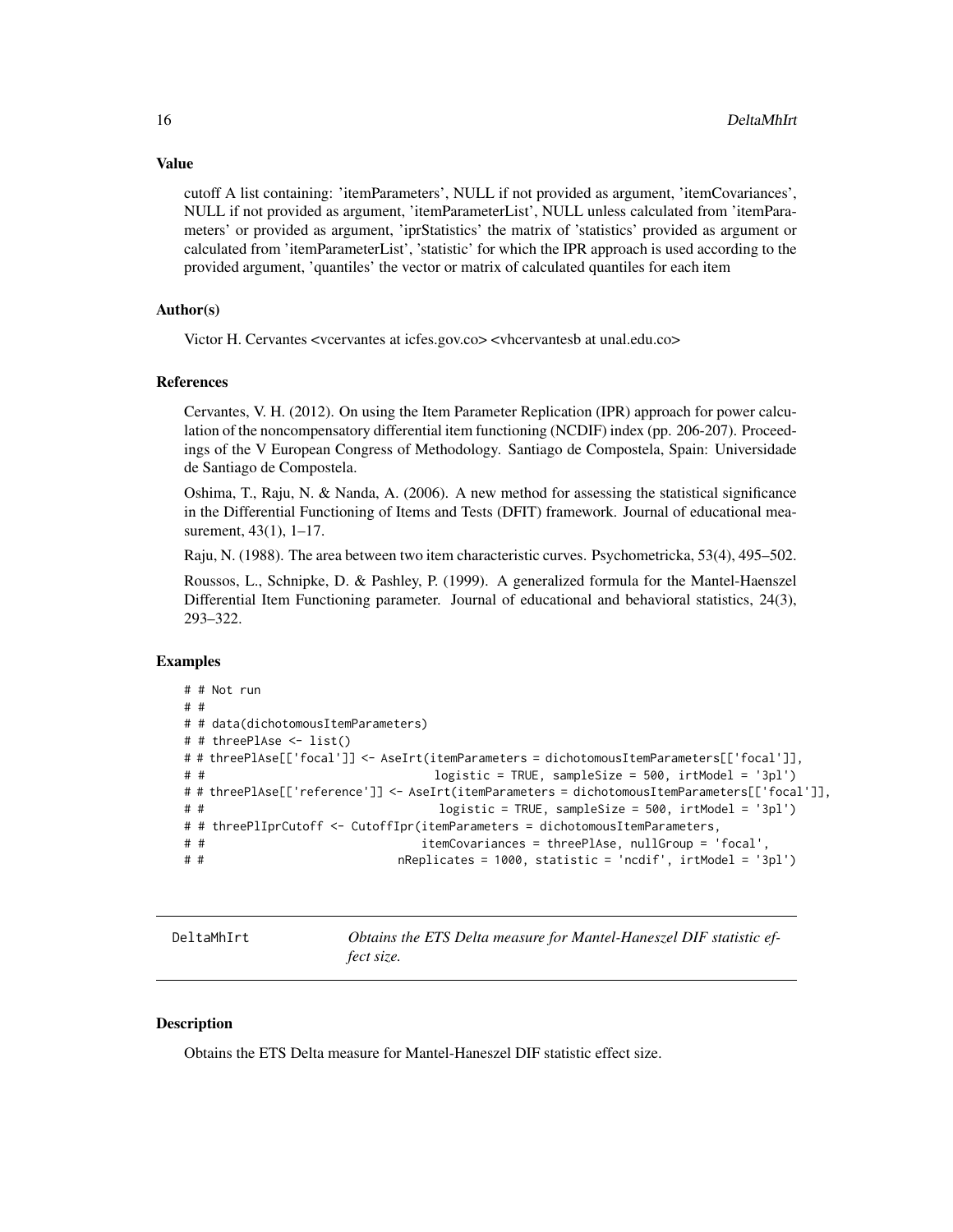### Value

cutoff A list containing: 'itemParameters', NULL if not provided as argument, 'itemCovariances', NULL if not provided as argument, 'itemParameterList', NULL unless calculated from 'itemParameters' or provided as argument, 'iprStatistics' the matrix of 'statistics' provided as argument or calculated from 'itemParameterList', 'statistic' for which the IPR approach is used according to the provided argument, 'quantiles' the vector or matrix of calculated quantiles for each item

### Author(s)

Victor H. Cervantes <vcervantes at icfes.gov.co> <vhcervantesb at unal.edu.co>

### References

Cervantes, V. H. (2012). On using the Item Parameter Replication (IPR) approach for power calculation of the noncompensatory differential item functioning (NCDIF) index (pp. 206-207). Proceedings of the V European Congress of Methodology. Santiago de Compostela, Spain: Universidade de Santiago de Compostela.

Oshima, T., Raju, N. & Nanda, A. (2006). A new method for assessing the statistical significance in the Differential Functioning of Items and Tests (DFIT) framework. Journal of educational measurement, 43(1), 1–17.

Raju, N. (1988). The area between two item characteristic curves. Psychometricka, 53(4), 495–502.

Roussos, L., Schnipke, D. & Pashley, P. (1999). A generalized formula for the Mantel-Haenszel Differential Item Functioning parameter. Journal of educational and behavioral statistics, 24(3), 293–322.

### Examples

```
# # Not run
# #
# # data(dichotomousItemParameters)
# # threePlAse <- list()
# # threePlAse[['focal']] <- AseIrt(itemParameters = dichotomousItemParameters[['focal']],
# #                                 logistic = TRUE, sampleSize = 500, irtModel = '3pl')
# # threePlAse[['reference']] <- AseIrt(itemParameters = dichotomousItemParameters[['focal']],
# #                                  logistic = TRUE, sampleSize = 500, irtModel = '3pl')
# # threePlIprCutoff <- CutoffIpr(itemParameters = dichotomousItemParameters,
# #                               itemCovariances = threePlAse, nullGroup = 'focal',
# #                            nReplicates = 1000, statistic = 'ncdif', irtModel = '3pl')
```

---

## DeltaMhIrt — *Obtains the ETS Delta measure for Mantel-Haneszel DIF statistic effect size.*

### Description

Obtains the ETS Delta measure for Mantel-Haneszel DIF statistic effect size.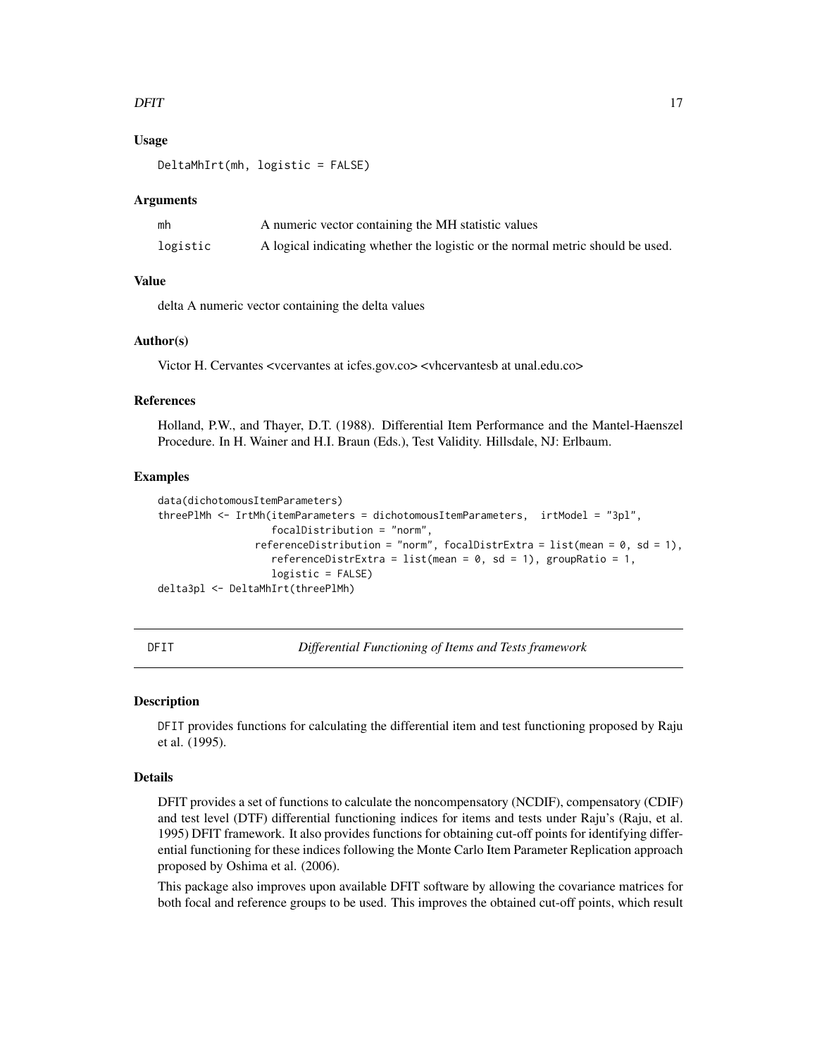### Usage

```
DeltaMhIrt(mh, logistic = FALSE)
```

### Arguments

| | |
|---|---|
| mh | A numeric vector containing the MH statistic values |
| logistic | A logical indicating whether the logistic or the normal metric should be used. |

### Value

delta A numeric vector containing the delta values

### Author(s)

Victor H. Cervantes <vcervantes at icfes.gov.co> <vhcervantesb at unal.edu.co>

### References

Holland, P.W., and Thayer, D.T. (1988). Differential Item Performance and the Mantel-Haenszel Procedure. In H. Wainer and H.I. Braun (Eds.), Test Validity. Hillsdale, NJ: Erlbaum.

### Examples

```
data(dichotomousItemParameters)
threePlMh <- IrtMh(itemParameters = dichotomousItemParameters,  irtModel = "3pl",
                   focalDistribution = "norm",
                 referenceDistribution = "norm", focalDistrExtra = list(mean = 0, sd = 1),
                   referenceDistrExtra = list(mean = 0, sd = 1), groupRatio = 1,
                   logistic = FALSE)
delta3pl <- DeltaMhIrt(threePlMh)
```

---

## DFIT — *Differential Functioning of Items and Tests framework*

---

### Description

DFIT provides functions for calculating the differential item and test functioning proposed by Raju et al. (1995).

### Details

DFIT provides a set of functions to calculate the noncompensatory (NCDIF), compensatory (CDIF) and test level (DTF) differential functioning indices for items and tests under Raju's (Raju, et al. 1995) DFIT framework. It also provides functions for obtaining cut-off points for identifying differential functioning for these indices following the Monte Carlo Item Parameter Replication approach proposed by Oshima et al. (2006).

This package also improves upon available DFIT software by allowing the covariance matrices for both focal and reference groups to be used. This improves the obtained cut-off points, which result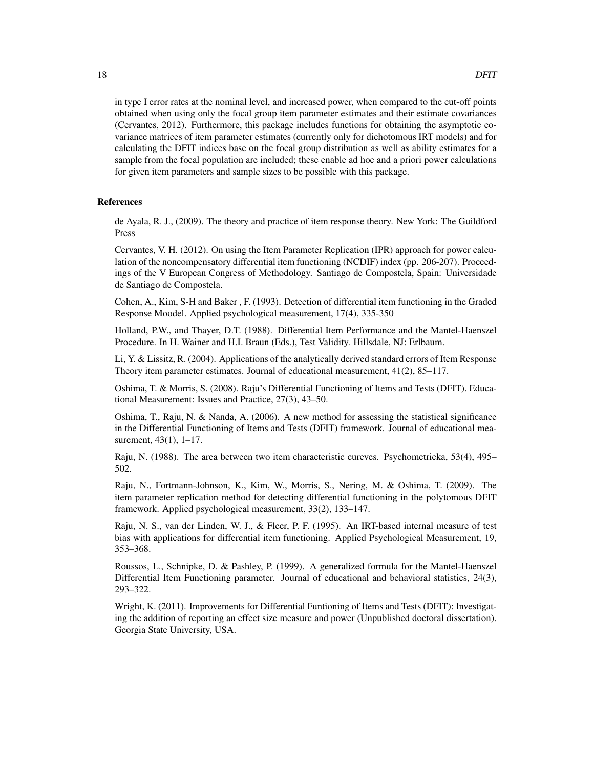in type I error rates at the nominal level, and increased power, when compared to the cut-off points obtained when using only the focal group item parameter estimates and their estimate covariances (Cervantes, 2012). Furthermore, this package includes functions for obtaining the asymptotic covariance matrices of item parameter estimates (currently only for dichotomous IRT models) and for calculating the DFIT indices base on the focal group distribution as well as ability estimates for a sample from the focal population are included; these enable ad hoc and a priori power calculations for given item parameters and sample sizes to be possible with this package.

## References

de Ayala, R. J., (2009). The theory and practice of item response theory. New York: The Guildford Press

Cervantes, V. H. (2012). On using the Item Parameter Replication (IPR) approach for power calculation of the noncompensatory differential item functioning (NCDIF) index (pp. 206-207). Proceedings of the V European Congress of Methodology. Santiago de Compostela, Spain: Universidade de Santiago de Compostela.

Cohen, A., Kim, S-H and Baker , F. (1993). Detection of differential item functioning in the Graded Response Moodel. Applied psychological measurement, 17(4), 335-350

Holland, P.W., and Thayer, D.T. (1988). Differential Item Performance and the Mantel-Haenszel Procedure. In H. Wainer and H.I. Braun (Eds.), Test Validity. Hillsdale, NJ: Erlbaum.

Li, Y. & Lissitz, R. (2004). Applications of the analytically derived standard errors of Item Response Theory item parameter estimates. Journal of educational measurement, 41(2), 85–117.

Oshima, T. & Morris, S. (2008). Raju's Differential Functioning of Items and Tests (DFIT). Educational Measurement: Issues and Practice, 27(3), 43–50.

Oshima, T., Raju, N. & Nanda, A. (2006). A new method for assessing the statistical significance in the Differential Functioning of Items and Tests (DFIT) framework. Journal of educational measurement, 43(1), 1–17.

Raju, N. (1988). The area between two item characteristic cureves. Psychometricka, 53(4), 495–502.

Raju, N., Fortmann-Johnson, K., Kim, W., Morris, S., Nering, M. & Oshima, T. (2009). The item parameter replication method for detecting differential functioning in the polytomous DFIT framework. Applied psychological measurement, 33(2), 133–147.

Raju, N. S., van der Linden, W. J., & Fleer, P. F. (1995). An IRT-based internal measure of test bias with applications for differential item functioning. Applied Psychological Measurement, 19, 353–368.

Roussos, L., Schnipke, D. & Pashley, P. (1999). A generalized formula for the Mantel-Haenszel Differential Item Functioning parameter. Journal of educational and behavioral statistics, 24(3), 293–322.

Wright, K. (2011). Improvements for Differential Funtioning of Items and Tests (DFIT): Investigating the addition of reporting an effect size measure and power (Unpublished doctoral dissertation). Georgia State University, USA.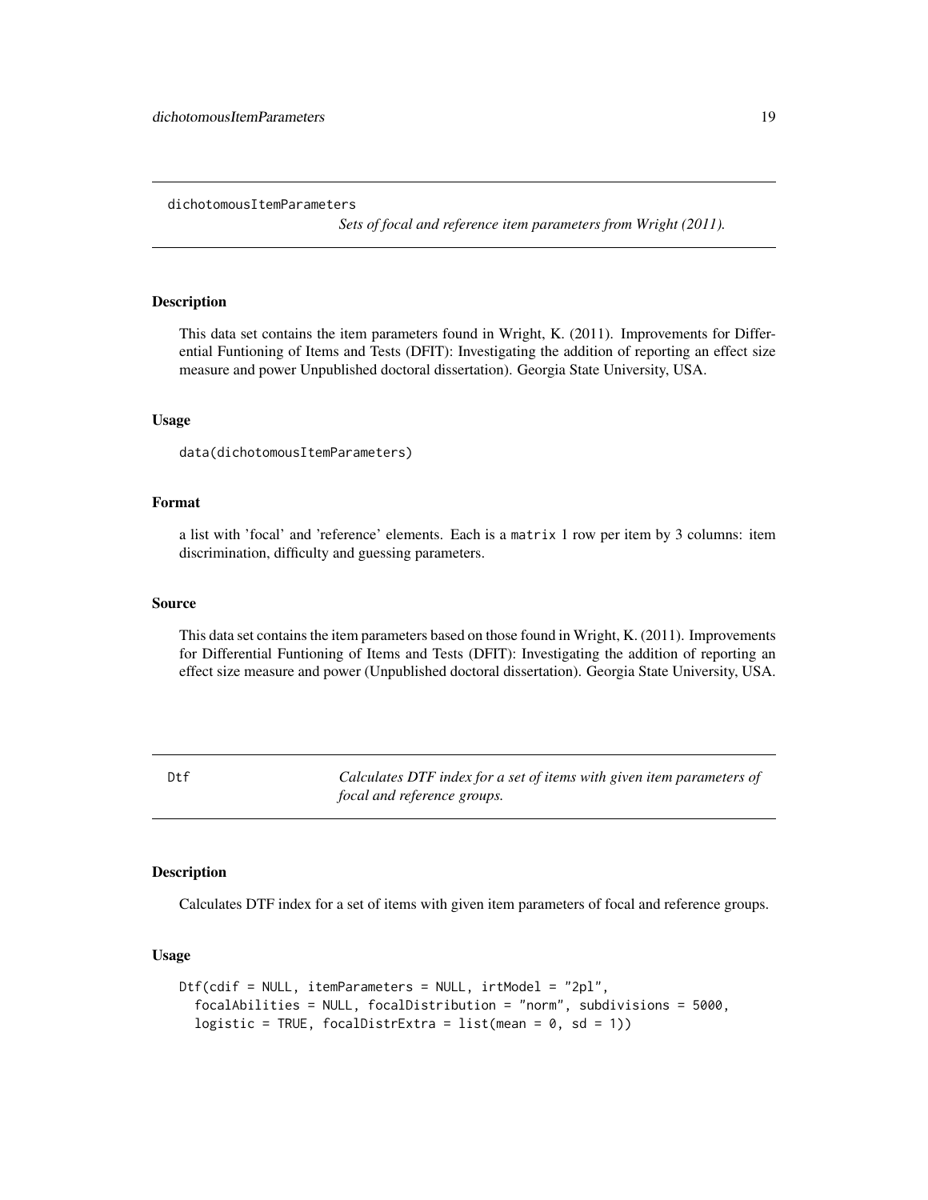## dichotomousItemParameters

*Sets of focal and reference item parameters from Wright (2011).*

### Description

This data set contains the item parameters found in Wright, K. (2011). Improvements for Differential Funtioning of Items and Tests (DFIT): Investigating the addition of reporting an effect size measure and power Unpublished doctoral dissertation). Georgia State University, USA.

### Usage

```
data(dichotomousItemParameters)
```

### Format

a list with 'focal' and 'reference' elements. Each is a `matrix` 1 row per item by 3 columns: item discrimination, difficulty and guessing parameters.

### Source

This data set contains the item parameters based on those found in Wright, K. (2011). Improvements for Differential Funtioning of Items and Tests (DFIT): Investigating the addition of reporting an effect size measure and power (Unpublished doctoral dissertation). Georgia State University, USA.

## Dtf

*Calculates DTF index for a set of items with given item parameters of focal and reference groups.*

### Description

Calculates DTF index for a set of items with given item parameters of focal and reference groups.

### Usage

```
Dtf(cdif = NULL, itemParameters = NULL, irtModel = "2pl",
  focalAbilities = NULL, focalDistribution = "norm", subdivisions = 5000,
  logistic = TRUE, focalDistrExtra = list(mean = 0, sd = 1))
```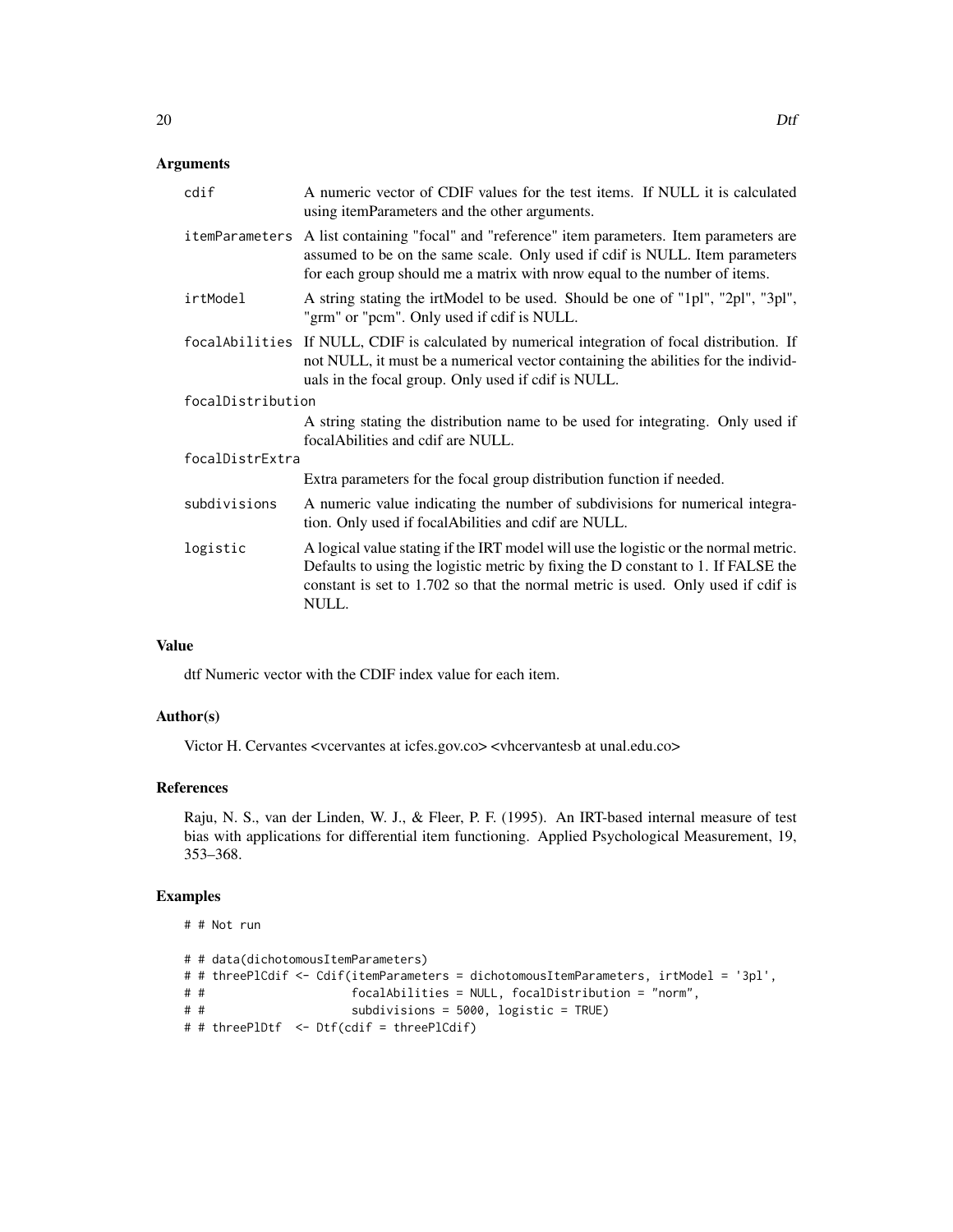## Arguments

| | |
|---|---|
| cdif | A numeric vector of CDIF values for the test items. If NULL it is calculated using itemParameters and the other arguments. |
| itemParameters | A list containing "focal" and "reference" item parameters. Item parameters are assumed to be on the same scale. Only used if cdif is NULL. Item parameters for each group should me a matrix with nrow equal to the number of items. |
| irtModel | A string stating the irtModel to be used. Should be one of "1pl", "2pl", "3pl", "grm" or "pcm". Only used if cdif is NULL. |
| focalAbilities | If NULL, CDIF is calculated by numerical integration of focal distribution. If not NULL, it must be a numerical vector containing the abilities for the individuals in the focal group. Only used if cdif is NULL. |
| focalDistribution | A string stating the distribution name to be used for integrating. Only used if focalAbilities and cdif are NULL. |
| focalDistrExtra | Extra parameters for the focal group distribution function if needed. |
| subdivisions | A numeric value indicating the number of subdivisions for numerical integration. Only used if focalAbilities and cdif are NULL. |
| logistic | A logical value stating if the IRT model will use the logistic or the normal metric. Defaults to using the logistic metric by fixing the D constant to 1. If FALSE the constant is set to 1.702 so that the normal metric is used. Only used if cdif is NULL. |

## Value

dtf Numeric vector with the CDIF index value for each item.

## Author(s)

Victor H. Cervantes <vcervantes at icfes.gov.co> <vhcervantesb at unal.edu.co>

## References

Raju, N. S., van der Linden, W. J., & Fleer, P. F. (1995). An IRT-based internal measure of test bias with applications for differential item functioning. Applied Psychological Measurement, 19, 353–368.

## Examples

```
# # Not run

# # data(dichotomousItemParameters)
# # threePlCdif <- Cdif(itemParameters = dichotomousItemParameters, irtModel = '3pl',
# #                     focalAbilities = NULL, focalDistribution = "norm",
# #                     subdivisions = 5000, logistic = TRUE)
# # threePlDtf  <- Dtf(cdif = threePlCdif)
```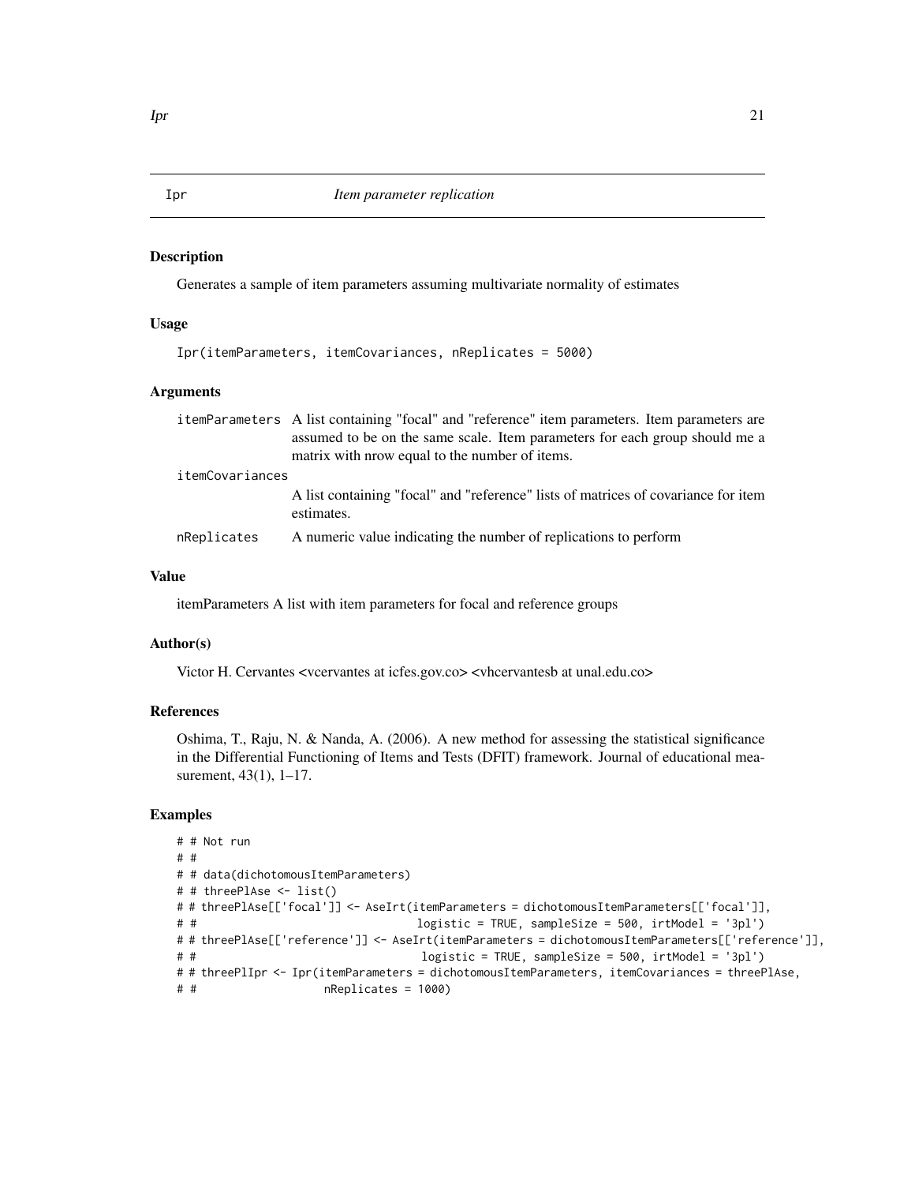## Ipr — *Item parameter replication*

### Description

Generates a sample of item parameters assuming multivariate normality of estimates

### Usage

```
Ipr(itemParameters, itemCovariances, nReplicates = 5000)
```

### Arguments

| | |
|---|---|
| itemParameters | A list containing "focal" and "reference" item parameters. Item parameters are assumed to be on the same scale. Item parameters for each group should me a matrix with nrow equal to the number of items. |
| itemCovariances | A list containing "focal" and "reference" lists of matrices of covariance for item estimates. |
| nReplicates | A numeric value indicating the number of replications to perform |

### Value

itemParameters A list with item parameters for focal and reference groups

### Author(s)

Victor H. Cervantes <vcervantes at icfes.gov.co> <vhcervantesb at unal.edu.co>

### References

Oshima, T., Raju, N. & Nanda, A. (2006). A new method for assessing the statistical significance in the Differential Functioning of Items and Tests (DFIT) framework. Journal of educational measurement, 43(1), 1–17.

### Examples

```
# # Not run
# #
# # data(dichotomousItemParameters)
# # threePlAse <- list()
# # threePlAse[['focal']] <- AseIrt(itemParameters = dichotomousItemParameters[['focal']],
# #                                logistic = TRUE, sampleSize = 500, irtModel = '3pl')
# # threePlAse[['reference']] <- AseIrt(itemParameters = dichotomousItemParameters[['reference']],
# #                                 logistic = TRUE, sampleSize = 500, irtModel = '3pl')
# # threePlIpr <- Ipr(itemParameters = dichotomousItemParameters, itemCovariances = threePlAse,
# #                   nReplicates = 1000)
```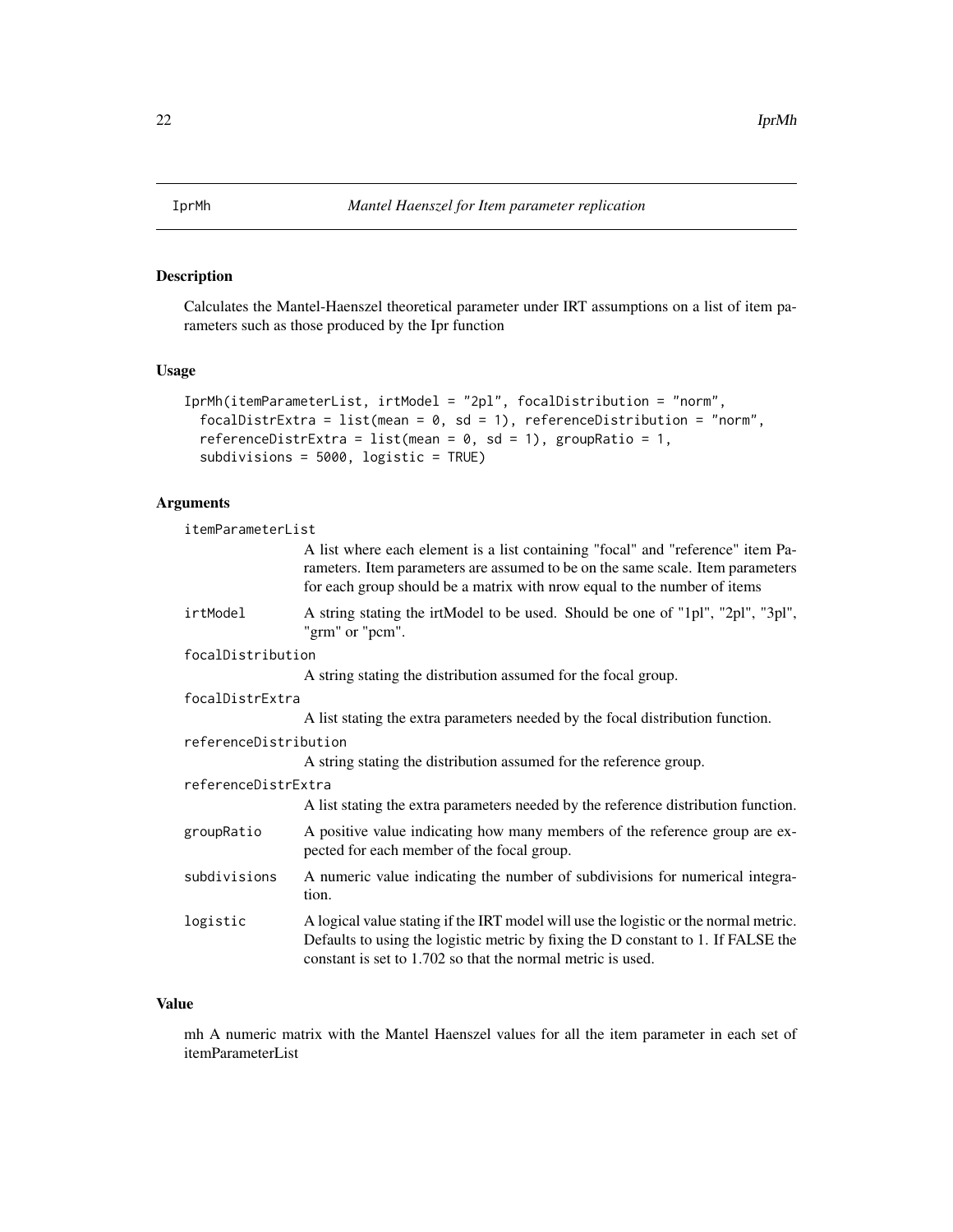# IprMh *Mantel Haenszel for Item parameter replication*

## Description

Calculates the Mantel-Haenszel theoretical parameter under IRT assumptions on a list of item parameters such as those produced by the Ipr function

## Usage

```
IprMh(itemParameterList, irtModel = "2pl", focalDistribution = "norm",
  focalDistrExtra = list(mean = 0, sd = 1), referenceDistribution = "norm",
  referenceDistrExtra = list(mean = 0, sd = 1), groupRatio = 1,
  subdivisions = 5000, logistic = TRUE)
```

## Arguments

| | |
|---|---|
| itemParameterList | A list where each element is a list containing "focal" and "reference" item Parameters. Item parameters are assumed to be on the same scale. Item parameters for each group should be a matrix with nrow equal to the number of items |
| irtModel | A string stating the irtModel to be used. Should be one of "1pl", "2pl", "3pl", "grm" or "pcm". |
| focalDistribution | A string stating the distribution assumed for the focal group. |
| focalDistrExtra | A list stating the extra parameters needed by the focal distribution function. |
| referenceDistribution | A string stating the distribution assumed for the reference group. |
| referenceDistrExtra | A list stating the extra parameters needed by the reference distribution function. |
| groupRatio | A positive value indicating how many members of the reference group are expected for each member of the focal group. |
| subdivisions | A numeric value indicating the number of subdivisions for numerical integration. |
| logistic | A logical value stating if the IRT model will use the logistic or the normal metric. Defaults to using the logistic metric by fixing the D constant to 1. If FALSE the constant is set to 1.702 so that the normal metric is used. |

## Value

mh A numeric matrix with the Mantel Haenszel values for all the item parameter in each set of itemParameterList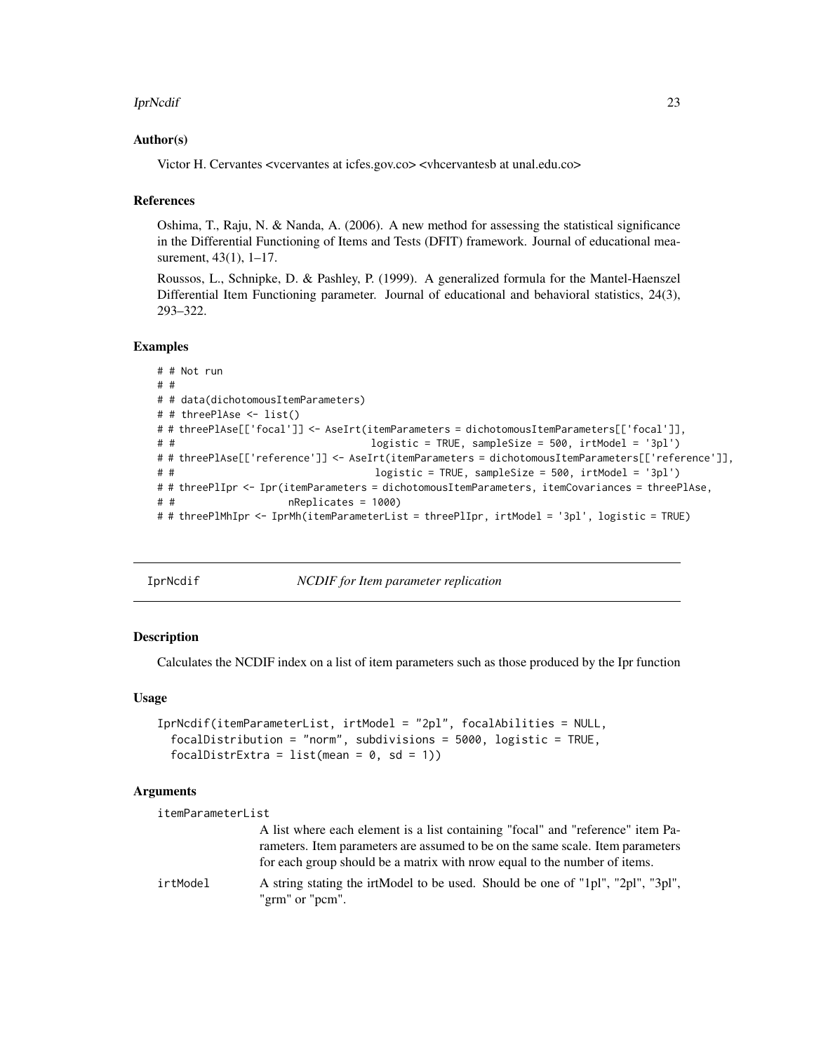### Author(s)

Victor H. Cervantes <vcervantes at icfes.gov.co> <vhcervantesb at unal.edu.co>

### References

Oshima, T., Raju, N. & Nanda, A. (2006). A new method for assessing the statistical significance in the Differential Functioning of Items and Tests (DFIT) framework. Journal of educational measurement, 43(1), 1–17.

Roussos, L., Schnipke, D. & Pashley, P. (1999). A generalized formula for the Mantel-Haenszel Differential Item Functioning parameter. Journal of educational and behavioral statistics, 24(3), 293–322.

### Examples

```
# # Not run
# #
# # data(dichotomousItemParameters)
# # threePlAse <- list()
# # threePlAse[['focal']] <- AseIrt(itemParameters = dichotomousItemParameters[['focal']],
# #                                 logistic = TRUE, sampleSize = 500, irtModel = '3pl')
# # threePlAse[['reference']] <- AseIrt(itemParameters = dichotomousItemParameters[['reference']],
# #                                     logistic = TRUE, sampleSize = 500, irtModel = '3pl')
# # threePlIpr <- Ipr(itemParameters = dichotomousItemParameters, itemCovariances = threePlAse,
# #                   nReplicates = 1000)
# # threePlMhIpr <- IprMh(itemParameterList = threePlIpr, irtModel = '3pl', logistic = TRUE)
```

---

## IprNcdif — *NCDIF for Item parameter replication*

### Description

Calculates the NCDIF index on a list of item parameters such as those produced by the Ipr function

### Usage

```
IprNcdif(itemParameterList, irtModel = "2pl", focalAbilities = NULL,
  focalDistribution = "norm", subdivisions = 5000, logistic = TRUE,
  focalDistrExtra = list(mean = 0, sd = 1))
```

### Arguments

| | |
|---|---|
| itemParameterList | A list where each element is a list containing "focal" and "reference" item Parameters. Item parameters are assumed to be on the same scale. Item parameters for each group should be a matrix with nrow equal to the number of items. |
| irtModel | A string stating the irtModel to be used. Should be one of "1pl", "2pl", "3pl", "grm" or "pcm". |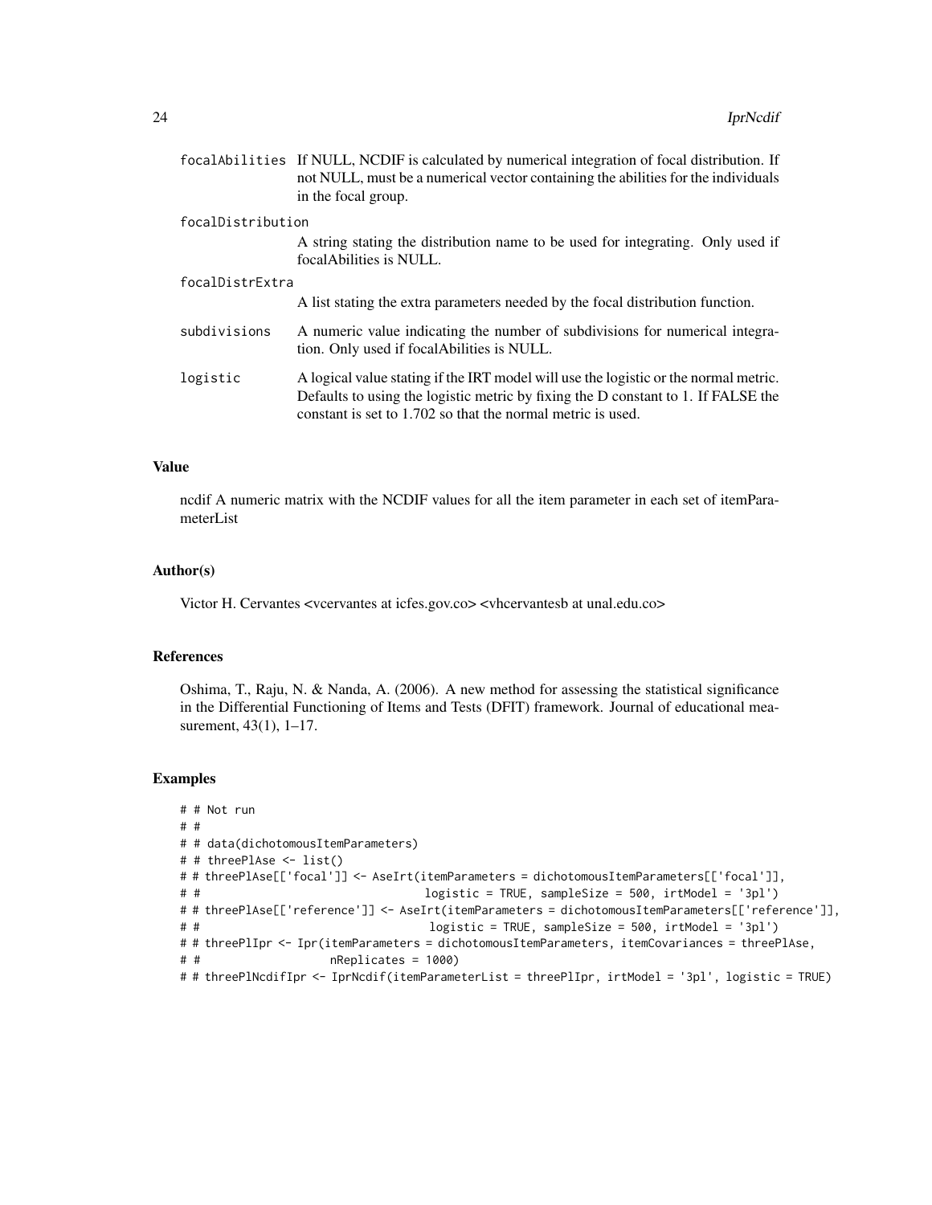| | |
|---|---|
| `focalAbilities` | If NULL, NCDIF is calculated by numerical integration of focal distribution. If not NULL, must be a numerical vector containing the abilities for the individuals in the focal group. |
| `focalDistribution` | A string stating the distribution name to be used for integrating. Only used if focalAbilities is NULL. |
| `focalDistrExtra` | A list stating the extra parameters needed by the focal distribution function. |
| `subdivisions` | A numeric value indicating the number of subdivisions for numerical integration. Only used if focalAbilities is NULL. |
| `logistic` | A logical value stating if the IRT model will use the logistic or the normal metric. Defaults to using the logistic metric by fixing the D constant to 1. If FALSE the constant is set to 1.702 so that the normal metric is used. |

### Value

ncdif A numeric matrix with the NCDIF values for all the item parameter in each set of itemParameterList

### Author(s)

Victor H. Cervantes <vcervantes at icfes.gov.co> <vhcervantesb at unal.edu.co>

### References

Oshima, T., Raju, N. & Nanda, A. (2006). A new method for assessing the statistical significance in the Differential Functioning of Items and Tests (DFIT) framework. Journal of educational measurement, 43(1), 1–17.

### Examples

```
# # Not run
# #
# # data(dichotomousItemParameters)
# # threePlAse <- list()
# # threePlAse[['focal']] <- AseIrt(itemParameters = dichotomousItemParameters[['focal']],
# #                                 logistic = TRUE, sampleSize = 500, irtModel = '3pl')
# # threePlAse[['reference']] <- AseIrt(itemParameters = dichotomousItemParameters[['reference']],
# #                                  logistic = TRUE, sampleSize = 500, irtModel = '3pl')
# # threePlIpr <- Ipr(itemParameters = dichotomousItemParameters, itemCovariances = threePlAse,
# #                   nReplicates = 1000)
# # threePlNcdifIpr <- IprNcdif(itemParameterList = threePlIpr, irtModel = '3pl', logistic = TRUE)
```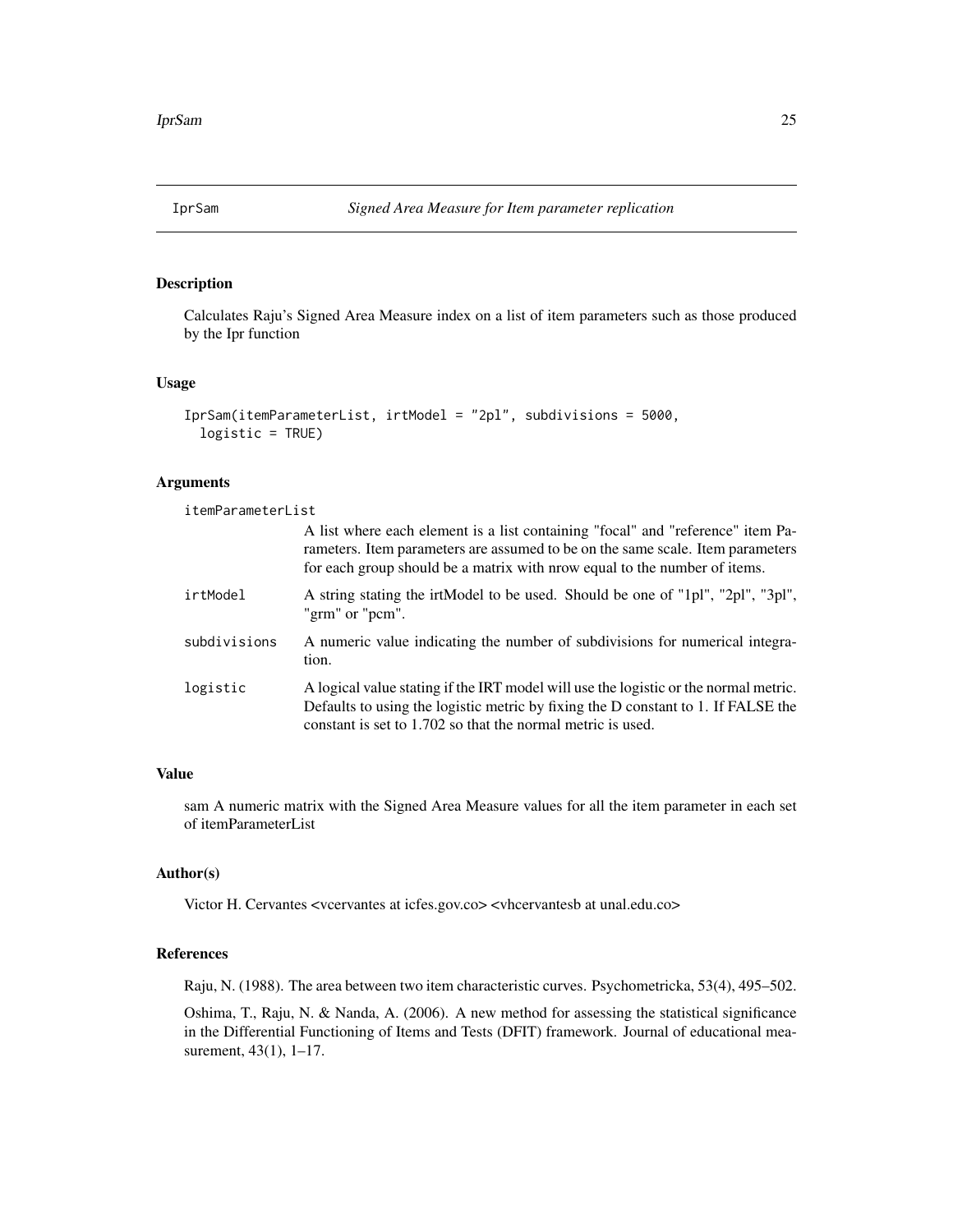## IprSam *Signed Area Measure for Item parameter replication*

### Description

Calculates Raju's Signed Area Measure index on a list of item parameters such as those produced by the Ipr function

### Usage

```
IprSam(itemParameterList, irtModel = "2pl", subdivisions = 5000,
  logistic = TRUE)
```

### Arguments

| | |
|---|---|
| itemParameterList | A list where each element is a list containing "focal" and "reference" item Parameters. Item parameters are assumed to be on the same scale. Item parameters for each group should be a matrix with nrow equal to the number of items. |
| irtModel | A string stating the irtModel to be used. Should be one of "1pl", "2pl", "3pl", "grm" or "pcm". |
| subdivisions | A numeric value indicating the number of subdivisions for numerical integration. |
| logistic | A logical value stating if the IRT model will use the logistic or the normal metric. Defaults to using the logistic metric by fixing the D constant to 1. If FALSE the constant is set to 1.702 so that the normal metric is used. |

### Value

sam A numeric matrix with the Signed Area Measure values for all the item parameter in each set of itemParameterList

### Author(s)

Victor H. Cervantes <vcervantes at icfes.gov.co> <vhcervantesb at unal.edu.co>

### References

Raju, N. (1988). The area between two item characteristic curves. Psychometricka, 53(4), 495–502.

Oshima, T., Raju, N. & Nanda, A. (2006). A new method for assessing the statistical significance in the Differential Functioning of Items and Tests (DFIT) framework. Journal of educational measurement, 43(1), 1–17.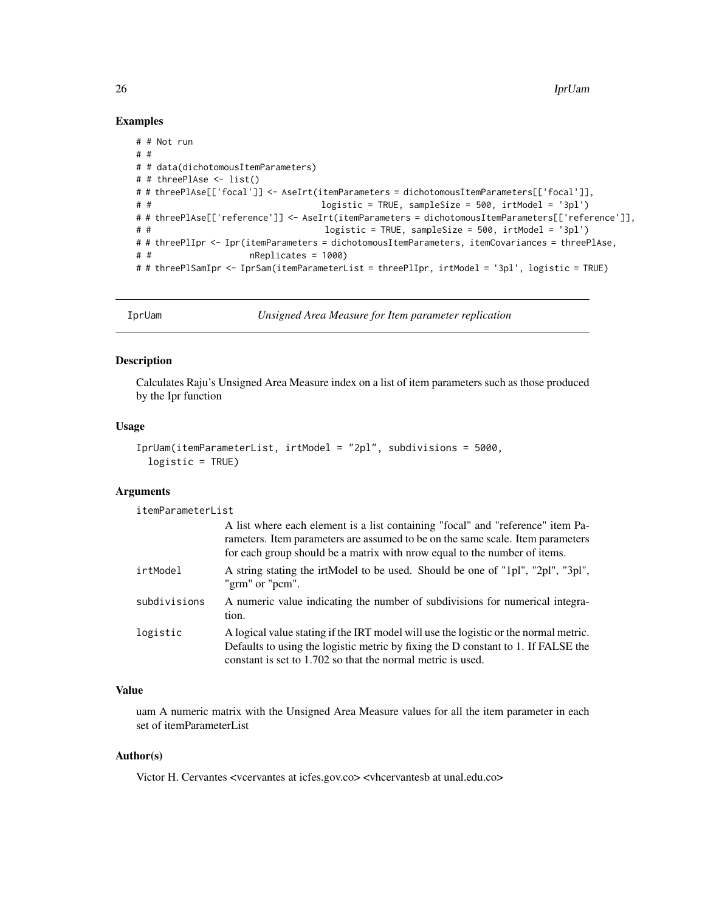## Examples

```
# # Not run
# #
# # data(dichotomousItemParameters)
# # threePlAse <- list()
# # threePlAse[['focal']] <- AseIrt(itemParameters = dichotomousItemParameters[['focal']],
# #                                logistic = TRUE, sampleSize = 500, irtModel = '3pl')
# # threePlAse[['reference']] <- AseIrt(itemParameters = dichotomousItemParameters[['reference']],
# #                                 logistic = TRUE, sampleSize = 500, irtModel = '3pl')
# # threePlIpr <- Ipr(itemParameters = dichotomousItemParameters, itemCovariances = threePlAse,
# #                   nReplicates = 1000)
# # threePlSamIpr <- IprSam(itemParameterList = threePlIpr, irtModel = '3pl', logistic = TRUE)
```

---

# IprUam — *Unsigned Area Measure for Item parameter replication*

## Description

Calculates Raju's Unsigned Area Measure index on a list of item parameters such as those produced by the Ipr function

## Usage

```
IprUam(itemParameterList, irtModel = "2pl", subdivisions = 5000,
  logistic = TRUE)
```

## Arguments

| Argument | Description |
|---|---|
| itemParameterList | A list where each element is a list containing "focal" and "reference" item Parameters. Item parameters are assumed to be on the same scale. Item parameters for each group should be a matrix with nrow equal to the number of items. |
| irtModel | A string stating the irtModel to be used. Should be one of "1pl", "2pl", "3pl", "grm" or "pcm". |
| subdivisions | A numeric value indicating the number of subdivisions for numerical integration. |
| logistic | A logical value stating if the IRT model will use the logistic or the normal metric. Defaults to using the logistic metric by fixing the D constant to 1. If FALSE the constant is set to 1.702 so that the normal metric is used. |

## Value

uam A numeric matrix with the Unsigned Area Measure values for all the item parameter in each set of itemParameterList

## Author(s)

Victor H. Cervantes <vcervantes at icfes.gov.co> <vhcervantesb at unal.edu.co>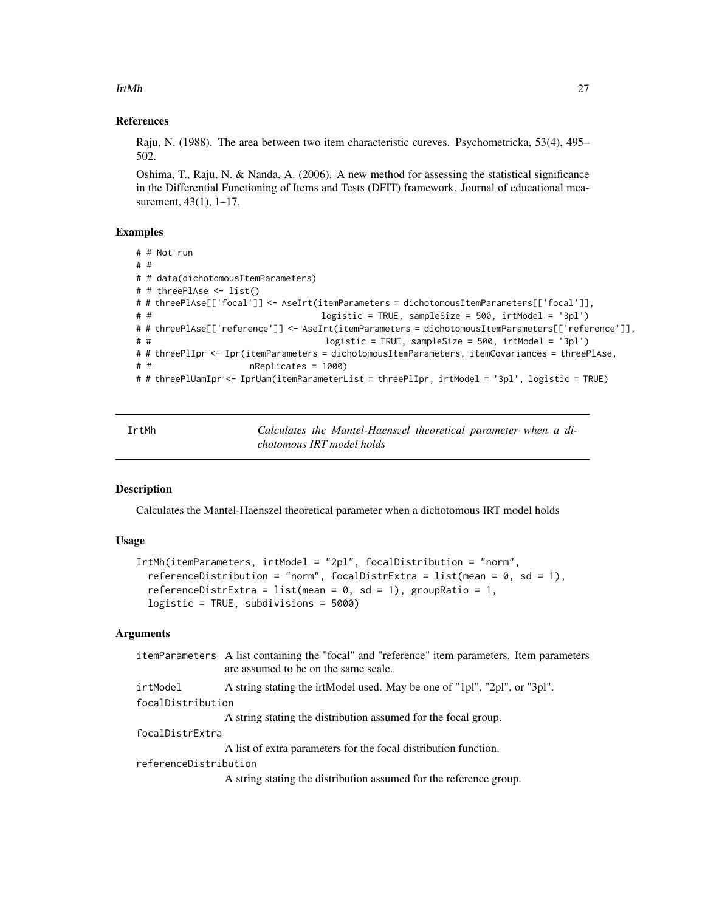### References

Raju, N. (1988). The area between two item characteristic cureves. Psychometricka, 53(4), 495–502.

Oshima, T., Raju, N. & Nanda, A. (2006). A new method for assessing the statistical significance in the Differential Functioning of Items and Tests (DFIT) framework. Journal of educational measurement, 43(1), 1–17.

### Examples

```
# # Not run
# #
# # data(dichotomousItemParameters)
# # threePlAse <- list()
# # threePlAse[['focal']] <- AseIrt(itemParameters = dichotomousItemParameters[['focal']],
# #                                  logistic = TRUE, sampleSize = 500, irtModel = '3pl')
# # threePlAse[['reference']] <- AseIrt(itemParameters = dichotomousItemParameters[['reference']],
# #                                   logistic = TRUE, sampleSize = 500, irtModel = '3pl')
# # threePlIpr <- Ipr(itemParameters = dichotomousItemParameters, itemCovariances = threePlAse,
# #                  nReplicates = 1000)
# # threePlUamIpr <- IprUam(itemParameterList = threePlIpr, irtModel = '3pl', logistic = TRUE)
```

---

## IrtMh — *Calculates the Mantel-Haenszel theoretical parameter when a dichotomous IRT model holds*

### Description

Calculates the Mantel-Haenszel theoretical parameter when a dichotomous IRT model holds

### Usage

```
IrtMh(itemParameters, irtModel = "2pl", focalDistribution = "norm",
  referenceDistribution = "norm", focalDistrExtra = list(mean = 0, sd = 1),
  referenceDistrExtra = list(mean = 0, sd = 1), groupRatio = 1,
  logistic = TRUE, subdivisions = 5000)
```

### Arguments

| | |
|---|---|
| itemParameters | A list containing the "focal" and "reference" item parameters. Item parameters are assumed to be on the same scale. |
| irtModel | A string stating the irtModel used. May be one of "1pl", "2pl", or "3pl". |
| focalDistribution | A string stating the distribution assumed for the focal group. |
| focalDistrExtra | A list of extra parameters for the focal distribution function. |
| referenceDistribution | A string stating the distribution assumed for the reference group. |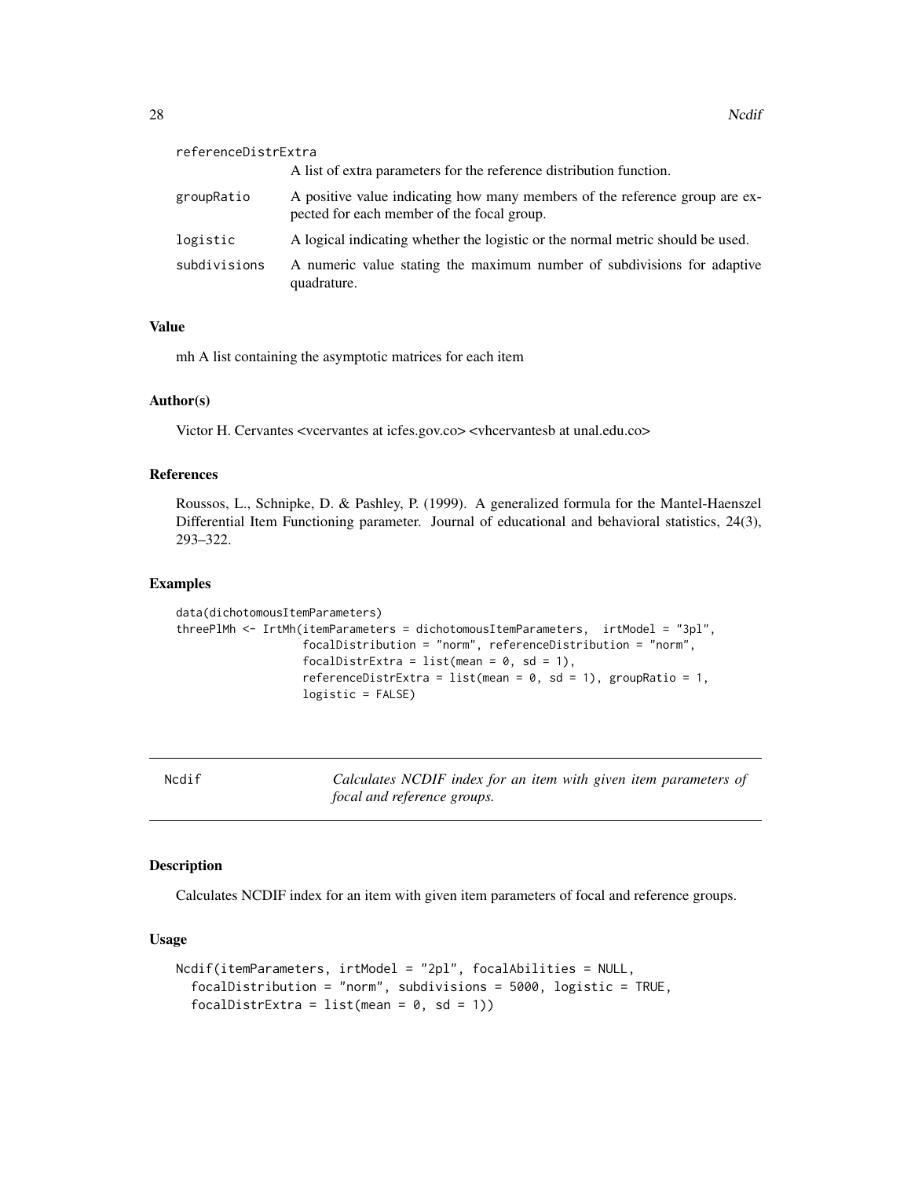referenceDistrExtra
: A list of extra parameters for the reference distribution function.

groupRatio
: A positive value indicating how many members of the reference group are expected for each member of the focal group.

logistic
: A logical indicating whether the logistic or the normal metric should be used.

subdivisions
: A numeric value stating the maximum number of subdivisions for adaptive quadrature.

### Value

mh A list containing the asymptotic matrices for each item

### Author(s)

Victor H. Cervantes <vcervantes at icfes.gov.co> <vhcervantesb at unal.edu.co>

### References

Roussos, L., Schnipke, D. & Pashley, P. (1999). A generalized formula for the Mantel-Haenszel Differential Item Functioning parameter. Journal of educational and behavioral statistics, 24(3), 293–322.

### Examples

```
data(dichotomousItemParameters)
threePlMh <- IrtMh(itemParameters = dichotomousItemParameters,  irtModel = "3pl",
                   focalDistribution = "norm", referenceDistribution = "norm",
                   focalDistrExtra = list(mean = 0, sd = 1),
                   referenceDistrExtra = list(mean = 0, sd = 1), groupRatio = 1,
                   logistic = FALSE)
```

---

## Ncdif — *Calculates NCDIF index for an item with given item parameters of focal and reference groups.*

### Description

Calculates NCDIF index for an item with given item parameters of focal and reference groups.

### Usage

```
Ncdif(itemParameters, irtModel = "2pl", focalAbilities = NULL,
  focalDistribution = "norm", subdivisions = 5000, logistic = TRUE,
  focalDistrExtra = list(mean = 0, sd = 1))
```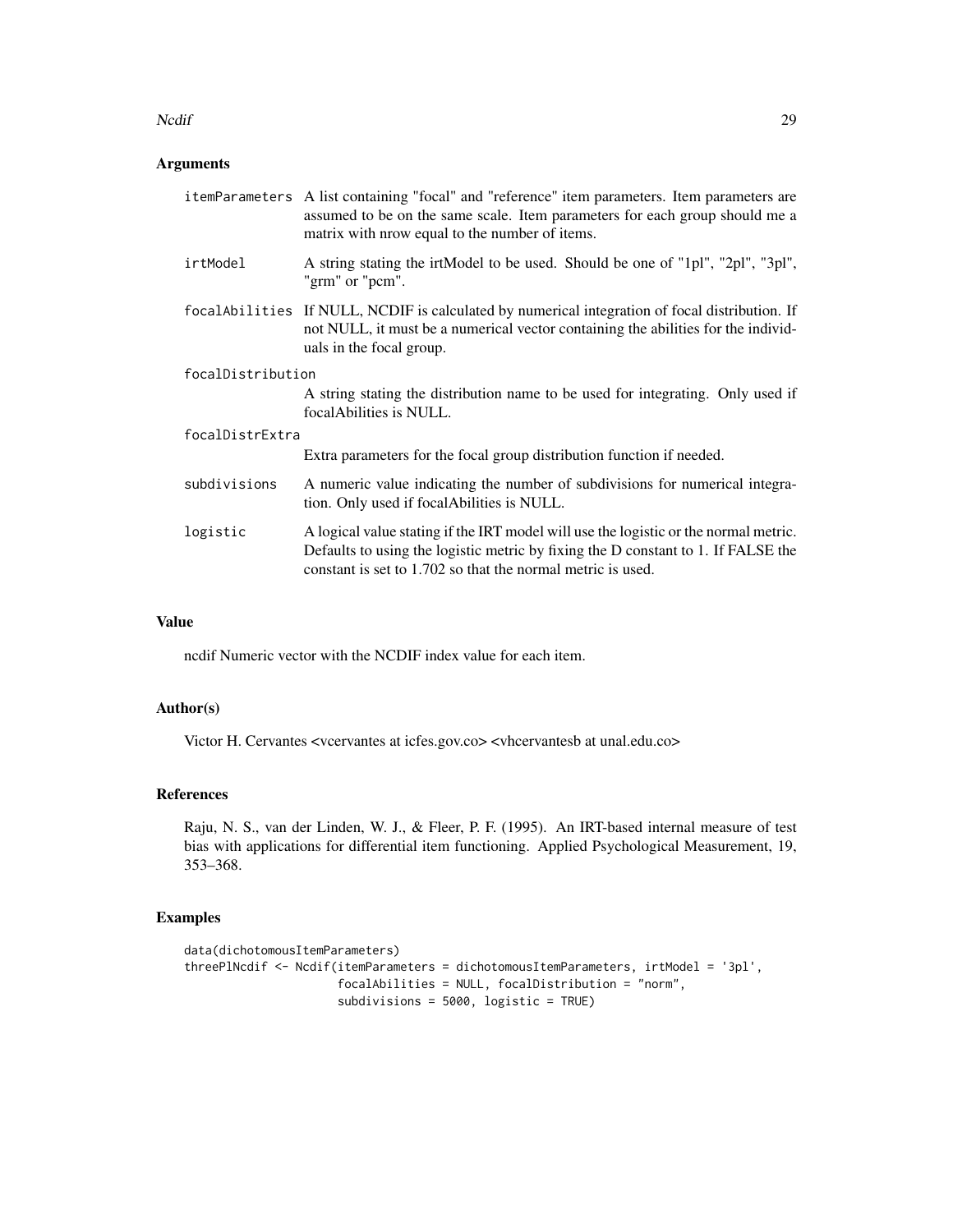### Arguments

- `itemParameters` A list containing "focal" and "reference" item parameters. Item parameters are assumed to be on the same scale. Item parameters for each group should me a matrix with nrow equal to the number of items.
- `irtModel` A string stating the irtModel to be used. Should be one of "1pl", "2pl", "3pl", "grm" or "pcm".
- `focalAbilities` If NULL, NCDIF is calculated by numerical integration of focal distribution. If not NULL, it must be a numerical vector containing the abilities for the individuals in the focal group.
- `focalDistribution` A string stating the distribution name to be used for integrating. Only used if focalAbilities is NULL.
- `focalDistrExtra` Extra parameters for the focal group distribution function if needed.
- `subdivisions` A numeric value indicating the number of subdivisions for numerical integration. Only used if focalAbilities is NULL.
- `logistic` A logical value stating if the IRT model will use the logistic or the normal metric. Defaults to using the logistic metric by fixing the D constant to 1. If FALSE the constant is set to 1.702 so that the normal metric is used.

### Value

ncdif Numeric vector with the NCDIF index value for each item.

### Author(s)

Victor H. Cervantes <vcervantes at icfes.gov.co> <vhcervantesb at unal.edu.co>

### References

Raju, N. S., van der Linden, W. J., & Fleer, P. F. (1995). An IRT-based internal measure of test bias with applications for differential item functioning. Applied Psychological Measurement, 19, 353–368.

### Examples

```
data(dichotomousItemParameters)
threePlNcdif <- Ncdif(itemParameters = dichotomousItemParameters, irtModel = '3pl',
                      focalAbilities = NULL, focalDistribution = "norm",
                      subdivisions = 5000, logistic = TRUE)
```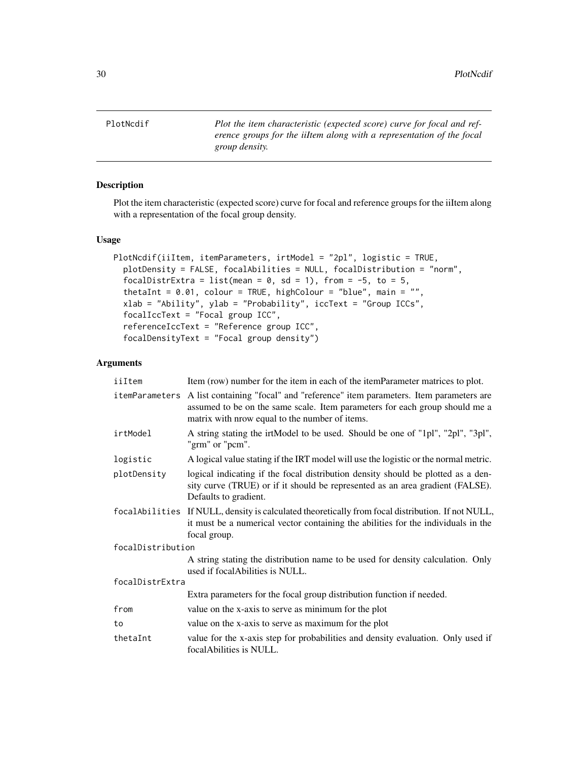PlotNcdif — *Plot the item characteristic (expected score) curve for focal and reference groups for the iiItem along with a representation of the focal group density.*

## Description

Plot the item characteristic (expected score) curve for focal and reference groups for the iiItem along with a representation of the focal group density.

## Usage

```
PlotNcdif(iiItem, itemParameters, irtModel = "2pl", logistic = TRUE,
  plotDensity = FALSE, focalAbilities = NULL, focalDistribution = "norm",
  focalDistrExtra = list(mean = 0, sd = 1), from = -5, to = 5,
  thetaInt = 0.01, colour = TRUE, highColour = "blue", main = "",
  xlab = "Ability", ylab = "Probability", iccText = "Group ICCs",
  focalIccText = "Focal group ICC",
  referenceIccText = "Reference group ICC",
  focalDensityText = "Focal group density")
```

## Arguments

| Argument | Description |
|---|---|
| `iiItem` | Item (row) number for the item in each of the itemParameter matrices to plot. |
| `itemParameters` | A list containing "focal" and "reference" item parameters. Item parameters are assumed to be on the same scale. Item parameters for each group should me a matrix with nrow equal to the number of items. |
| `irtModel` | A string stating the irtModel to be used. Should be one of "1pl", "2pl", "3pl", "grm" or "pcm". |
| `logistic` | A logical value stating if the IRT model will use the logistic or the normal metric. |
| `plotDensity` | logical indicating if the focal distribution density should be plotted as a density curve (TRUE) or if it should be represented as an area gradient (FALSE). Defaults to gradient. |
| `focalAbilities` | If NULL, density is calculated theoretically from focal distribution. If not NULL, it must be a numerical vector containing the abilities for the individuals in the focal group. |
| `focalDistribution` | A string stating the distribution name to be used for density calculation. Only used if focalAbilities is NULL. |
| `focalDistrExtra` | Extra parameters for the focal group distribution function if needed. |
| `from` | value on the x-axis to serve as minimum for the plot |
| `to` | value on the x-axis to serve as maximum for the plot |
| `thetaInt` | value for the x-axis step for probabilities and density evaluation. Only used if focalAbilities is NULL. |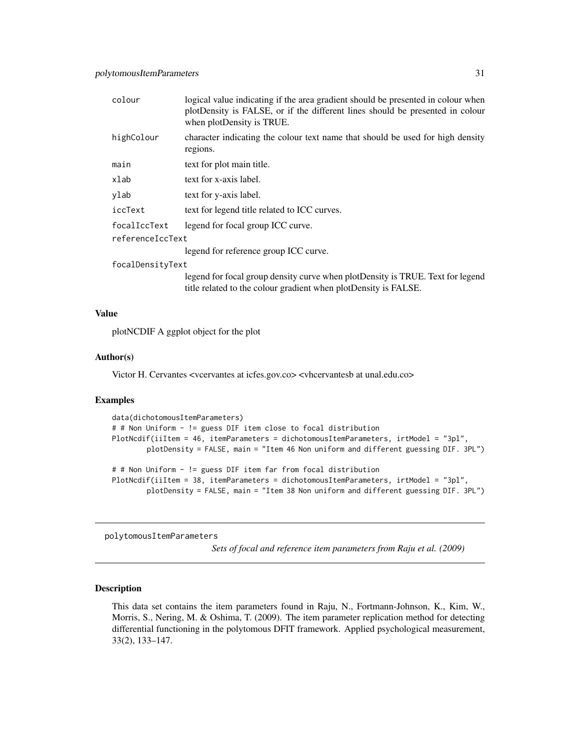| | |
|---|---|
| colour | logical value indicating if the area gradient should be presented in colour when plotDensity is FALSE, or if the different lines should be presented in colour when plotDensity is TRUE. |
| highColour | character indicating the colour text name that should be used for high density regions. |
| main | text for plot main title. |
| xlab | text for x-axis label. |
| ylab | text for y-axis label. |
| iccText | text for legend title related to ICC curves. |
| focalIccText | legend for focal group ICC curve. |
| referenceIccText | legend for reference group ICC curve. |
| focalDensityText | legend for focal group density curve when plotDensity is TRUE. Text for legend title related to the colour gradient when plotDensity is FALSE. |

### Value

plotNCDIF A ggplot object for the plot

### Author(s)

Victor H. Cervantes <vcervantes at icfes.gov.co> <vhcervantesb at unal.edu.co>

### Examples

```
data(dichotomousItemParameters)
# # Non Uniform - != guess DIF item close to focal distribution
PlotNcdif(iiItem = 46, itemParameters = dichotomousItemParameters, irtModel = "3pl",
        plotDensity = FALSE, main = "Item 46 Non uniform and different guessing DIF. 3PL")

# # Non Uniform - != guess DIF item far from focal distribution
PlotNcdif(iiItem = 38, itemParameters = dichotomousItemParameters, irtModel = "3pl",
        plotDensity = FALSE, main = "Item 38 Non uniform and different guessing DIF. 3PL")
```

---

## polytomousItemParameters

*Sets of focal and reference item parameters from Raju et al. (2009)*

---

### Description

This data set contains the item parameters found in Raju, N., Fortmann-Johnson, K., Kim, W., Morris, S., Nering, M. & Oshima, T. (2009). The item parameter replication method for detecting differential functioning in the polytomous DFIT framework. Applied psychological measurement, 33(2), 133–147.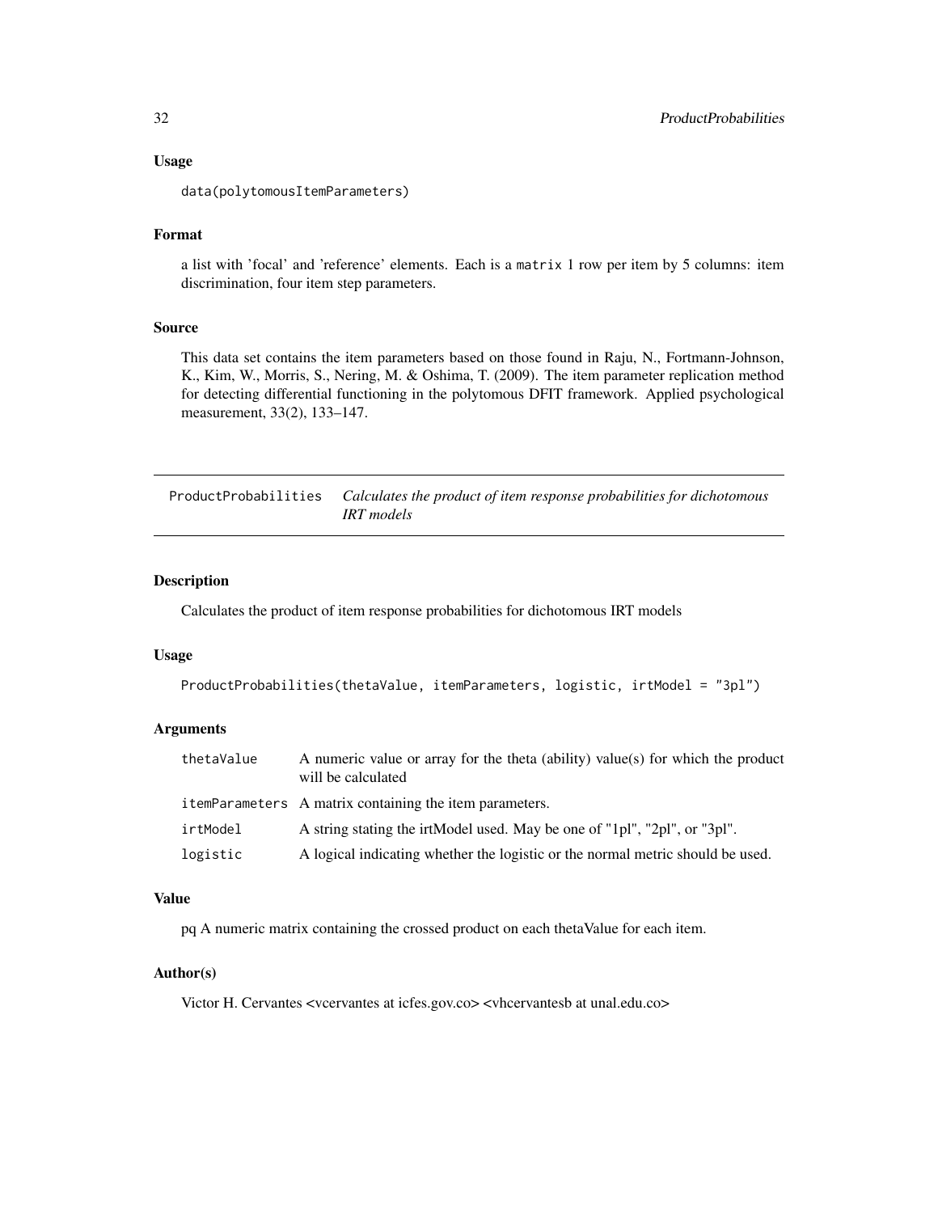### Usage

```
data(polytomousItemParameters)
```

### Format

a list with 'focal' and 'reference' elements. Each is a `matrix` 1 row per item by 5 columns: item discrimination, four item step parameters.

### Source

This data set contains the item parameters based on those found in Raju, N., Fortmann-Johnson, K., Kim, W., Morris, S., Nering, M. & Oshima, T. (2009). The item parameter replication method for detecting differential functioning in the polytomous DFIT framework. Applied psychological measurement, 33(2), 133–147.

---

## ProductProbabilities — *Calculates the product of item response probabilities for dichotomous IRT models*

### Description

Calculates the product of item response probabilities for dichotomous IRT models

### Usage

```
ProductProbabilities(thetaValue, itemParameters, logistic, irtModel = "3pl")
```

### Arguments

| | |
|---|---|
| `thetaValue` | A numeric value or array for the theta (ability) value(s) for which the product will be calculated |
| `itemParameters` | A matrix containing the item parameters. |
| `irtModel` | A string stating the irtModel used. May be one of "1pl", "2pl", or "3pl". |
| `logistic` | A logical indicating whether the logistic or the normal metric should be used. |

### Value

pq A numeric matrix containing the crossed product on each thetaValue for each item.

### Author(s)

Victor H. Cervantes <vcervantes at icfes.gov.co> <vhcervantesb at unal.edu.co>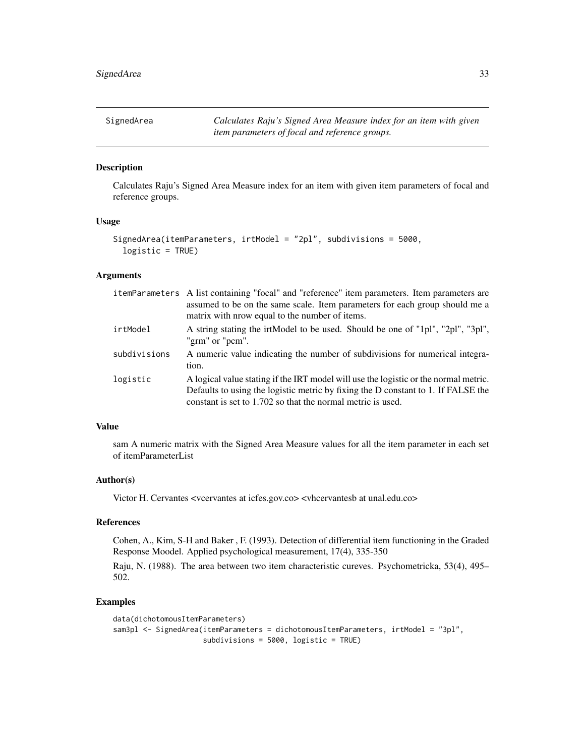# SignedArea

*Calculates Raju's Signed Area Measure index for an item with given item parameters of focal and reference groups.*

## Description

Calculates Raju's Signed Area Measure index for an item with given item parameters of focal and reference groups.

## Usage

```
SignedArea(itemParameters, irtModel = "2pl", subdivisions = 5000,
  logistic = TRUE)
```

## Arguments

| | |
|---|---|
| itemParameters | A list containing "focal" and "reference" item parameters. Item parameters are assumed to be on the same scale. Item parameters for each group should me a matrix with nrow equal to the number of items. |
| irtModel | A string stating the irtModel to be used. Should be one of "1pl", "2pl", "3pl", "grm" or "pcm". |
| subdivisions | A numeric value indicating the number of subdivisions for numerical integration. |
| logistic | A logical value stating if the IRT model will use the logistic or the normal metric. Defaults to using the logistic metric by fixing the D constant to 1. If FALSE the constant is set to 1.702 so that the normal metric is used. |

## Value

sam A numeric matrix with the Signed Area Measure values for all the item parameter in each set of itemParameterList

## Author(s)

Victor H. Cervantes <vcervantes at icfes.gov.co> <vhcervantesb at unal.edu.co>

## References

Cohen, A., Kim, S-H and Baker , F. (1993). Detection of differential item functioning in the Graded Response Moodel. Applied psychological measurement, 17(4), 335-350

Raju, N. (1988). The area between two item characteristic cureves. Psychometricka, 53(4), 495–502.

## Examples

```
data(dichotomousItemParameters)
sam3pl <- SignedArea(itemParameters = dichotomousItemParameters, irtModel = "3pl",
                     subdivisions = 5000, logistic = TRUE)
```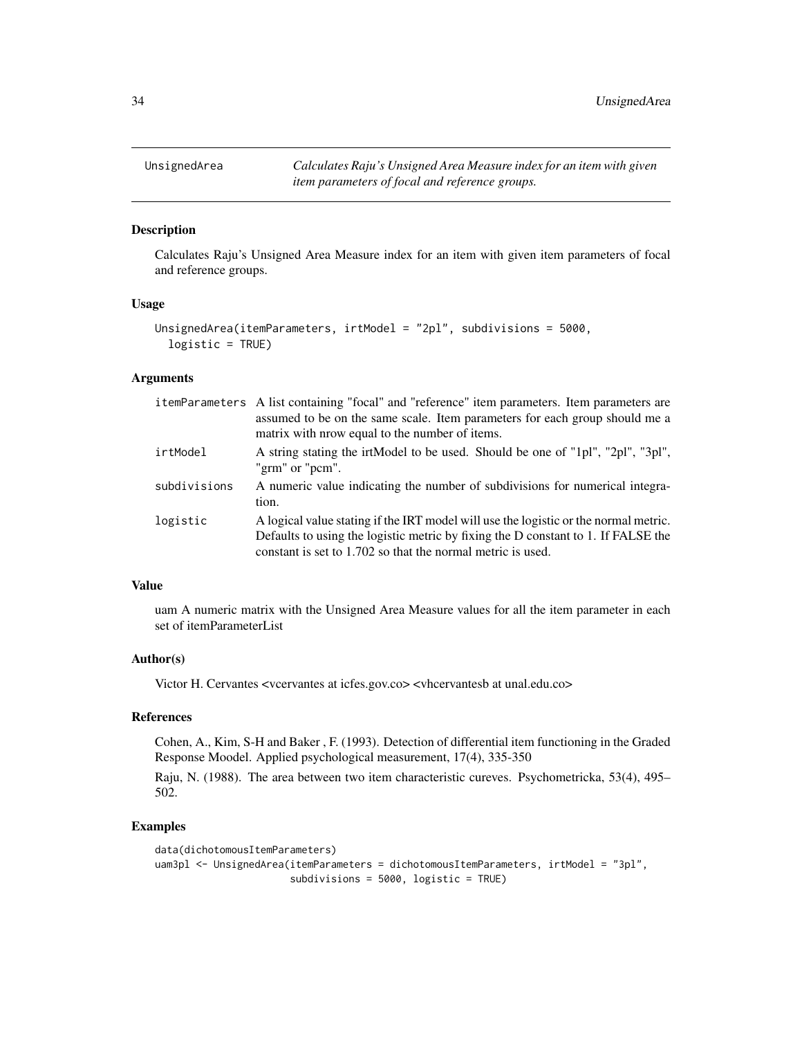## UnsignedArea — *Calculates Raju's Unsigned Area Measure index for an item with given item parameters of focal and reference groups.*

### Description

Calculates Raju's Unsigned Area Measure index for an item with given item parameters of focal and reference groups.

### Usage

```
UnsignedArea(itemParameters, irtModel = "2pl", subdivisions = 5000,
  logistic = TRUE)
```

### Arguments

| | |
|---|---|
| itemParameters | A list containing "focal" and "reference" item parameters. Item parameters are assumed to be on the same scale. Item parameters for each group should me a matrix with nrow equal to the number of items. |
| irtModel | A string stating the irtModel to be used. Should be one of "1pl", "2pl", "3pl", "grm" or "pcm". |
| subdivisions | A numeric value indicating the number of subdivisions for numerical integration. |
| logistic | A logical value stating if the IRT model will use the logistic or the normal metric. Defaults to using the logistic metric by fixing the D constant to 1. If FALSE the constant is set to 1.702 so that the normal metric is used. |

### Value

uam A numeric matrix with the Unsigned Area Measure values for all the item parameter in each set of itemParameterList

### Author(s)

Victor H. Cervantes <vcervantes at icfes.gov.co> <vhcervantesb at unal.edu.co>

### References

Cohen, A., Kim, S-H and Baker , F. (1993). Detection of differential item functioning in the Graded Response Moodel. Applied psychological measurement, 17(4), 335-350

Raju, N. (1988). The area between two item characteristic cureves. Psychometricka, 53(4), 495–502.

### Examples

```
data(dichotomousItemParameters)
uam3pl <- UnsignedArea(itemParameters = dichotomousItemParameters, irtModel = "3pl",
                       subdivisions = 5000, logistic = TRUE)
```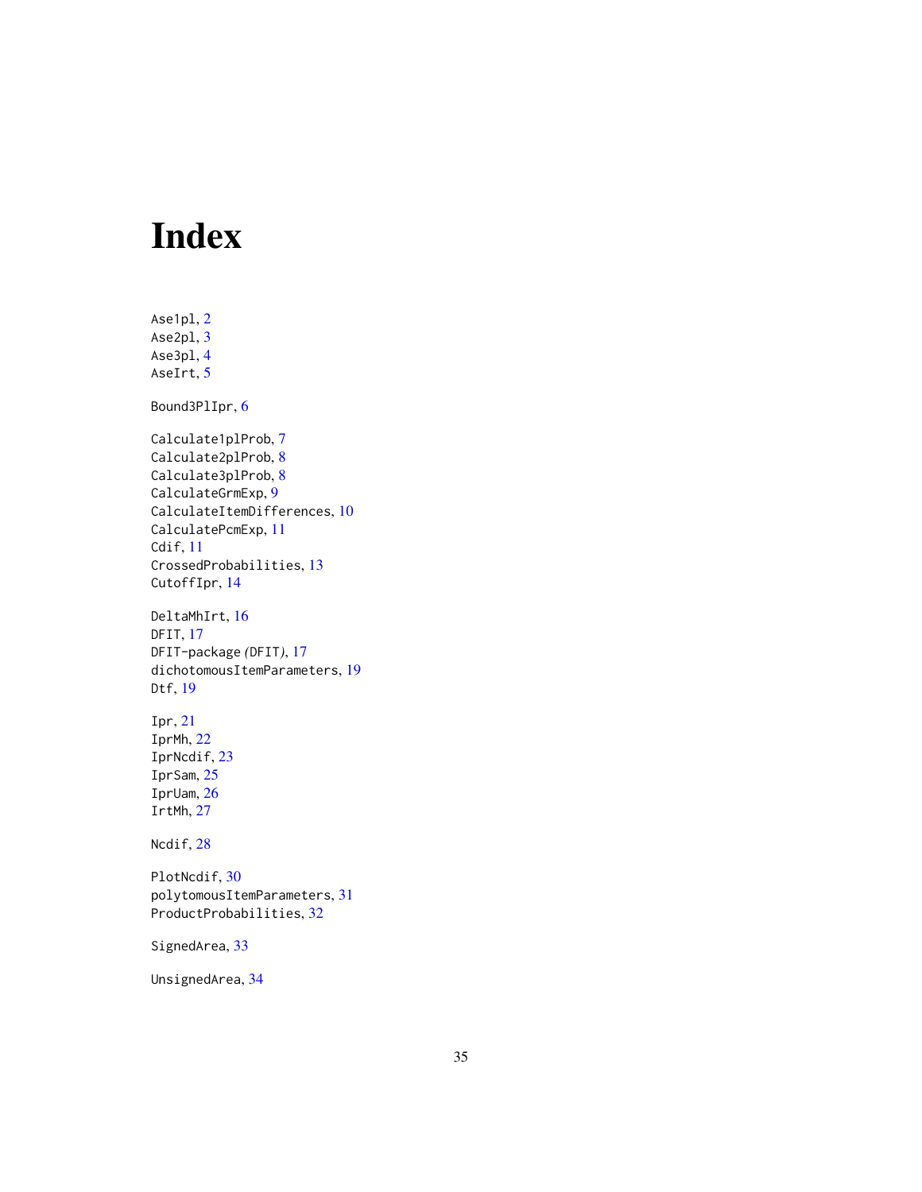# Index

Ase1pl, 2
Ase2pl, 3
Ase3pl, 4
AseIrt, 5

Bound3PlIpr, 6

Calculate1plProb, 7
Calculate2plProb, 8
Calculate3plProb, 8
CalculateGrmExp, 9
CalculateItemDifferences, 10
CalculatePcmExp, 11
Cdif, 11
CrossedProbabilities, 13
CutoffIpr, 14

DeltaMhIrt, 16
DFIT, 17
DFIT-package *(*DFIT*)*, 17
dichotomousItemParameters, 19
Dtf, 19

Ipr, 21
IprMh, 22
IprNcdif, 23
IprSam, 25
IprUam, 26
IrtMh, 27

Ncdif, 28

PlotNcdif, 30
polytomousItemParameters, 31
ProductProbabilities, 32

SignedArea, 33

UnsignedArea, 34